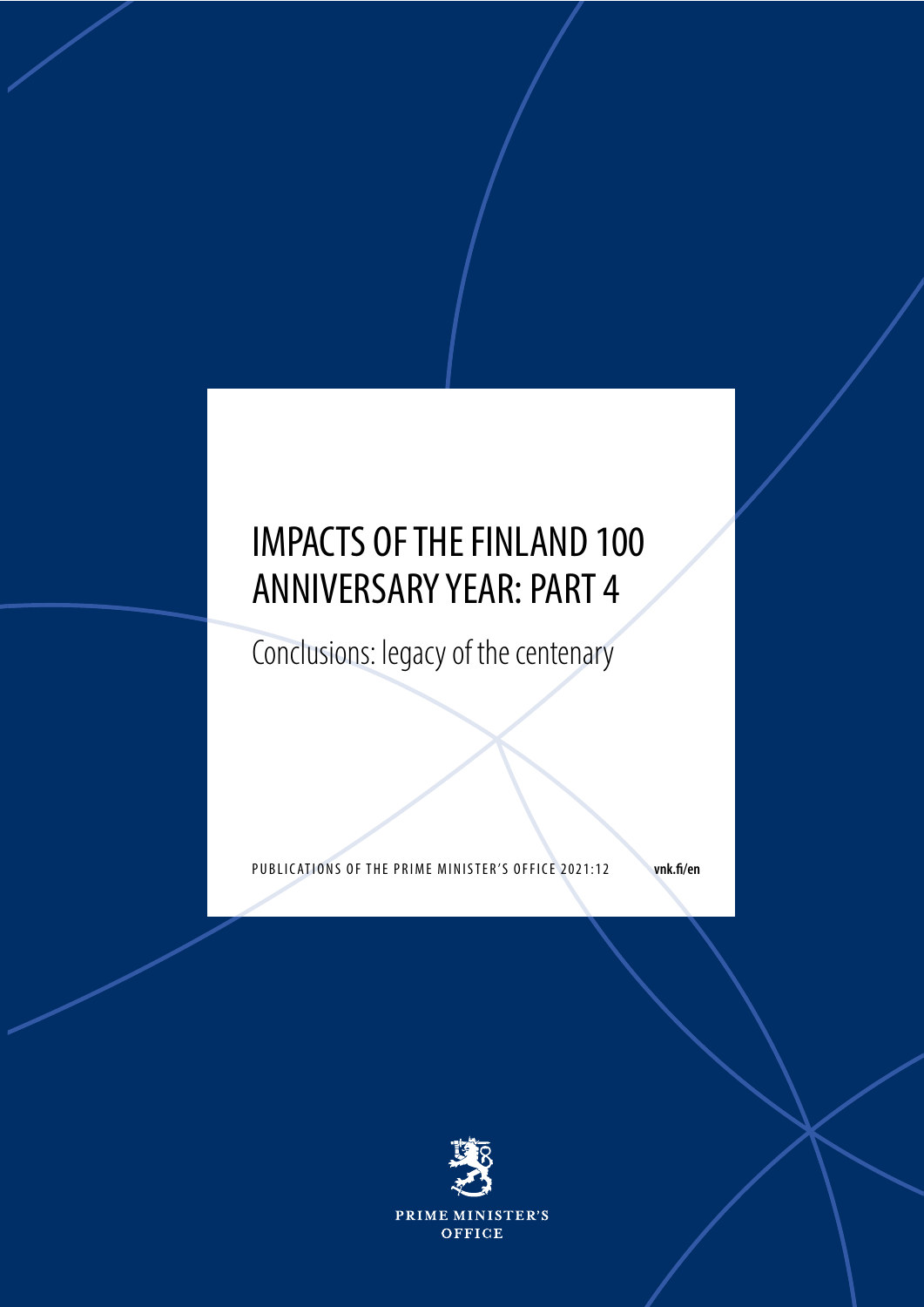# IMPACTS OF THE FINLAND 100 ANNIVERSARY YEAR: PART 4

## Conclusions: legacy of the centenary

PUBLICATIONS OF THE PRIME MINISTER'S OFFICE 2021:12

vnk.fi/en

PRIME MINISTER'S OFFICE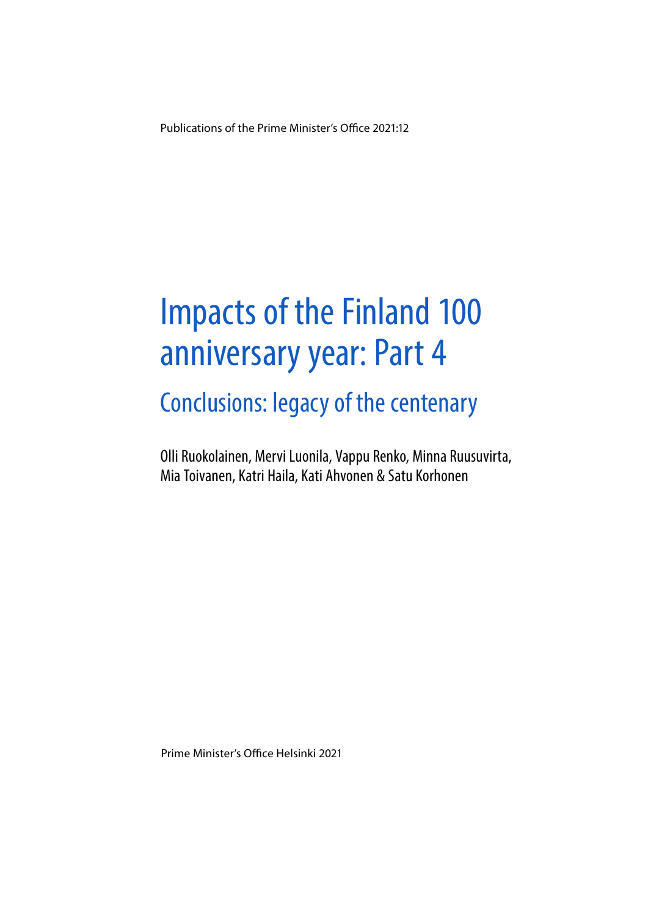Publications of the Prime Minister's Office 2021:12

# Impacts of the Finland 100 anniversary year: Part 4

## Conclusions: legacy of the centenary

Olli Ruokolainen, Mervi Luonila, Vappu Renko, Minna Ruusuvirta, Mia Toivanen, Katri Haila, Kati Ahvonen & Satu Korhonen

Prime Minister's Office Helsinki 2021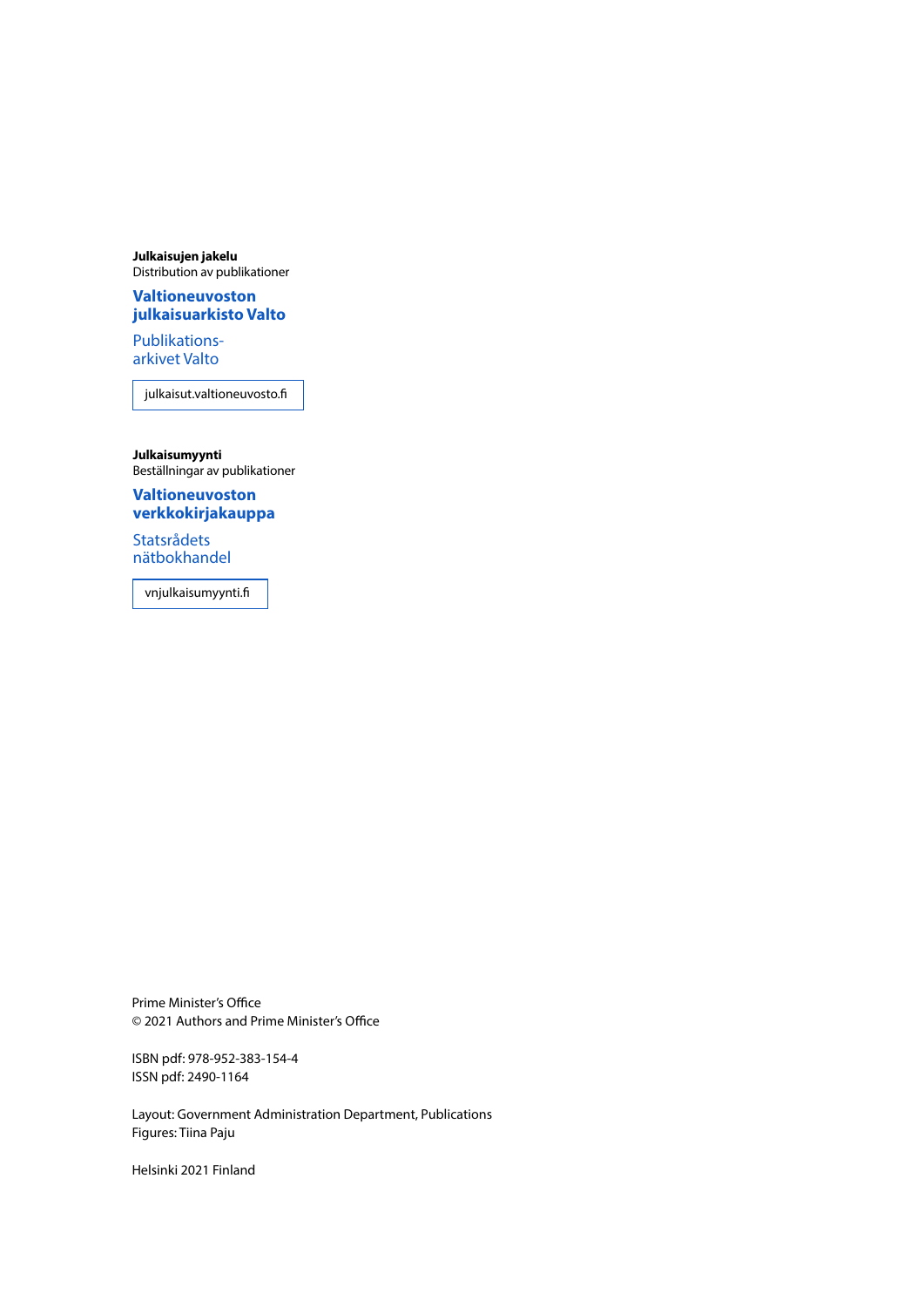**Julkaisujen jakelu**
Distribution av publikationer

**Valtioneuvoston julkaisuarkisto Valto**

Publikations-
arkivet Valto

julkaisut.valtioneuvosto.fi

**Julkaisumyynti**
Beställningar av publikationer

**Valtioneuvoston verkkokirjakauppa**

Statsrådets
nätbokhandel

vnjulkaisumyynti.fi

Prime Minister's Office
© 2021 Authors and Prime Minister's Office

ISBN pdf: 978-952-383-154-4
ISSN pdf: 2490-1164

Layout: Government Administration Department, Publications
Figures: Tiina Paju

Helsinki 2021 Finland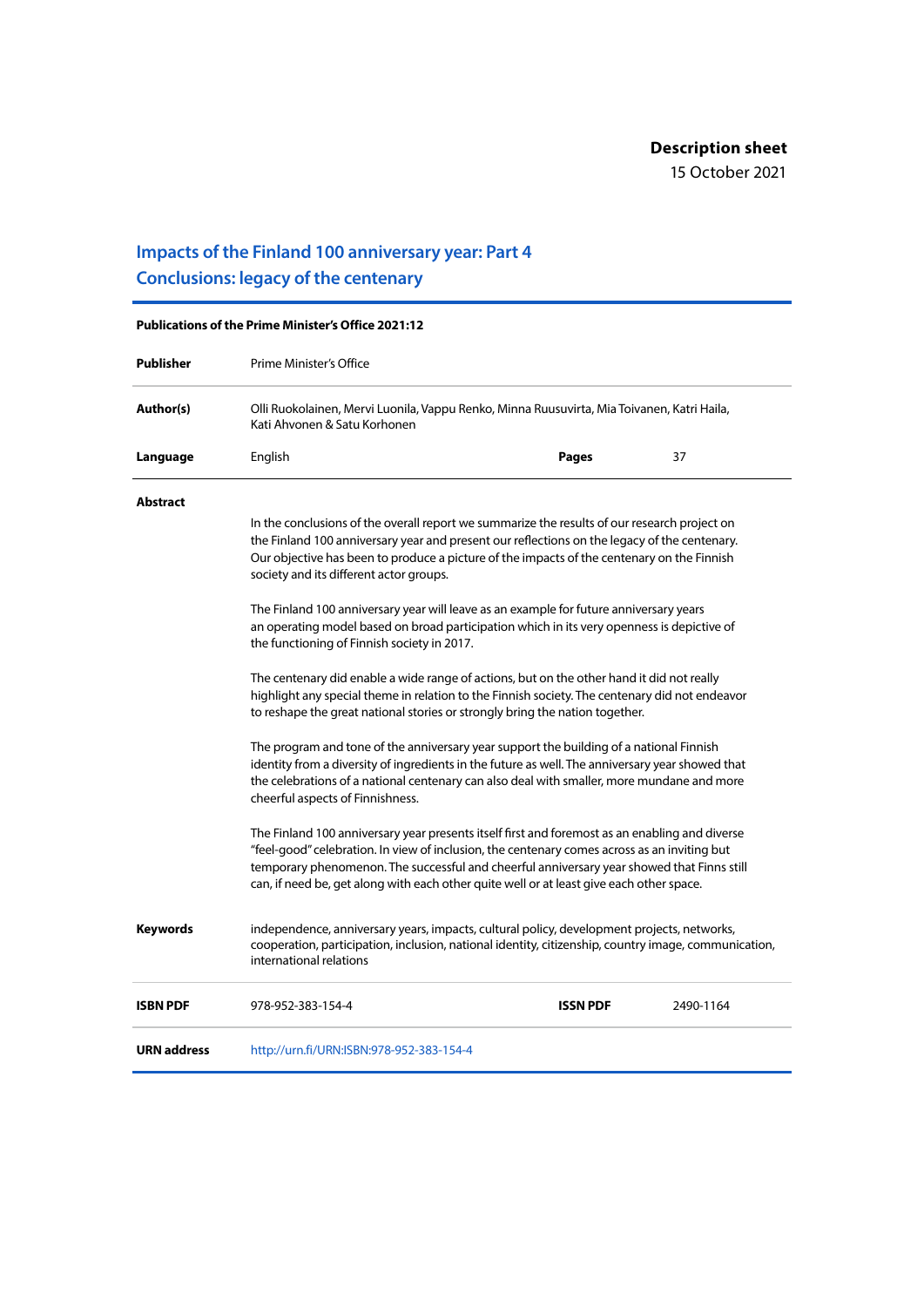**Description sheet**
15 October 2021

# Impacts of the Finland 100 anniversary year: Part 4
# Conclusions: legacy of the centenary

**Publications of the Prime Minister's Office 2021:12**

| | | | |
|---|---|---|---|
| **Publisher** | Prime Minister's Office | | |
| **Author(s)** | Olli Ruokolainen, Mervi Luonila, Vappu Renko, Minna Ruusuvirta, Mia Toivanen, Katri Haila, Kati Ahvonen & Satu Korhonen | | |
| **Language** | English | **Pages** | 37 |

**Abstract**

In the conclusions of the overall report we summarize the results of our research project on the Finland 100 anniversary year and present our reflections on the legacy of the centenary. Our objective has been to produce a picture of the impacts of the centenary on the Finnish society and its different actor groups.

The Finland 100 anniversary year will leave as an example for future anniversary years an operating model based on broad participation which in its very openness is depictive of the functioning of Finnish society in 2017.

The centenary did enable a wide range of actions, but on the other hand it did not really highlight any special theme in relation to the Finnish society. The centenary did not endeavor to reshape the great national stories or strongly bring the nation together.

The program and tone of the anniversary year support the building of a national Finnish identity from a diversity of ingredients in the future as well. The anniversary year showed that the celebrations of a national centenary can also deal with smaller, more mundane and more cheerful aspects of Finnishness.

The Finland 100 anniversary year presents itself first and foremost as an enabling and diverse "feel-good" celebration. In view of inclusion, the centenary comes across as an inviting but temporary phenomenon. The successful and cheerful anniversary year showed that Finns still can, if need be, get along with each other quite well or at least give each other space.

| | | | |
|---|---|---|---|
| **Keywords** | independence, anniversary years, impacts, cultural policy, development projects, networks, cooperation, participation, inclusion, national identity, citizenship, country image, communication, international relations | | |
| **ISBN PDF** | 978-952-383-154-4 | **ISSN PDF** | 2490-1164 |
| **URN address** | http://urn.fi/URN:ISBN:978-952-383-154-4 | | |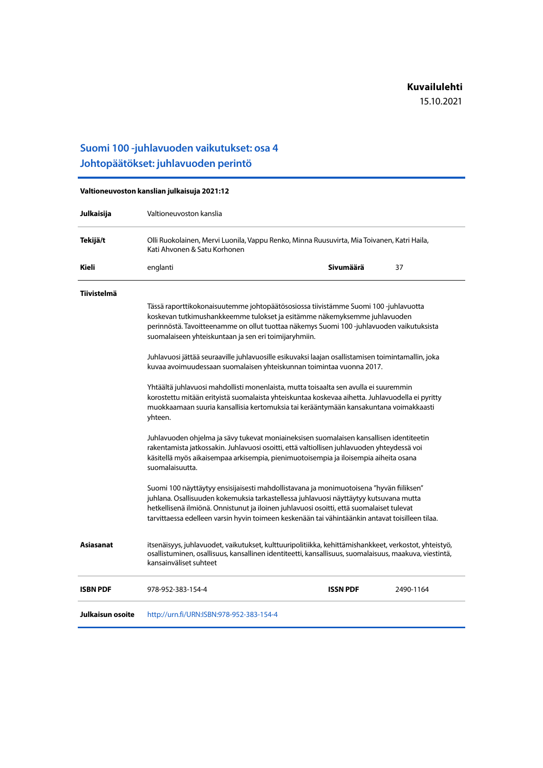**Kuvailulehti**
15.10.2021

## Suomi 100 -juhlavuoden vaikutukset: osa 4
## Johtopäätökset: juhlavuoden perintö

**Valtioneuvoston kanslian julkaisuja 2021:12**

| | | | |
|---|---|---|---|
| **Julkaisija** | Valtioneuvoston kanslia | | |
| **Tekijä/t** | Olli Ruokolainen, Mervi Luonila, Vappu Renko, Minna Ruusuvirta, Mia Toivanen, Katri Haila, Kati Ahvonen & Satu Korhonen | | |
| **Kieli** | englanti | **Sivumäärä** | 37 |

**Tiivistelmä**

Tässä raporttikokonaisuutemme johtopäätösosiossa tiivistämme Suomi 100 -juhlavuotta koskevan tutkimushankkeemme tulokset ja esitämme näkemyksemme juhlavuoden perinnöstä. Tavoitteenamme on ollut tuottaa näkemys Suomi 100 -juhlavuoden vaikutuksista suomalaiseen yhteiskuntaan ja sen eri toimijaryhmiin.

Juhlavuosi jättää seuraaville juhlavuosille esikuvaksi laajan osallistamisen toimintamallin, joka kuvaa avoimuudessaan suomalaisen yhteiskunnan toimintaa vuonna 2017.

Yhtäältä juhlavuosi mahdollisti monenlaista, mutta toisaalta sen avulla ei suuremmin korostettu mitään erityistä suomalaista yhteiskuntaa koskevaa aihetta. Juhlavuodella ei pyritty muokkaamaan suuria kansallisia kertomuksia tai kerääntymään kansakuntana voimakkaasti yhteen.

Juhlavuoden ohjelma ja sävy tukevat moniaineksisen suomalaisen kansallisen identiteetin rakentamista jatkossakin. Juhlavuosi osoitti, että valtiollisen juhlavuoden yhteydessä voi käsitellä myös aikaisempaa arkisempia, pienimuotoisempia ja iloisempia aiheita osana suomalaisuutta.

Suomi 100 näyttäytyy ensisijaisesti mahdollistavana ja monimuotoisena "hyvän fiiliksen" juhlana. Osallisuuden kokemuksia tarkastellessa juhlavuosi näyttäytyy kutsuvana mutta hetkellisenä ilmiönä. Onnistunut ja iloinen juhlavuosi osoitti, että suomalaiset tulevat tarvittaessa edelleen varsin hyvin toimeen keskenään tai vähintäänkin antavat toisilleen tilaa.

| | | | |
|---|---|---|---|
| **Asiasanat** | itsenäisyys, juhlavuodet, vaikutukset, kulttuuripolitiikka, kehittämishankkeet, verkostot, yhteistyö, osallistuminen, osallisuus, kansallinen identiteetti, kansallisuus, suomalaisuus, maakuva, viestintä, kansainväliset suhteet | | |
| **ISBN PDF** | 978-952-383-154-4 | **ISSN PDF** | 2490-1164 |
| **Julkaisun osoite** | http://urn.fi/URN:ISBN:978-952-383-154-4 | | |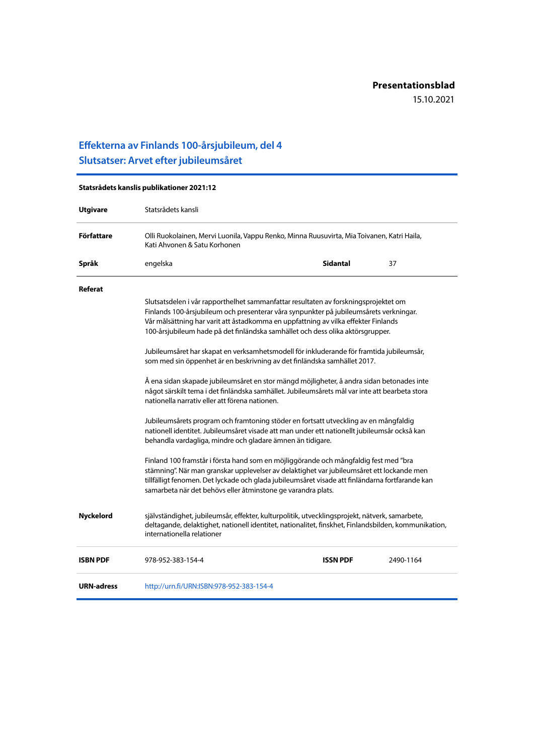**Presentationsblad**
15.10.2021

# Effekterna av Finlands 100-årsjubileum, del 4
# Slutsatser: Arvet efter jubileumsåret

**Statsrådets kanslis publikationer 2021:12**

| | | | |
|---|---|---|---|
| **Utgivare** | Statsrådets kansli | | |
| **Författare** | Olli Ruokolainen, Mervi Luonila, Vappu Renko, Minna Ruusuvirta, Mia Toivanen, Katri Haila, Kati Ahvonen & Satu Korhonen | | |
| **Språk** | engelska | **Sidantal** | 37 |

**Referat**

Slutsatsdelen i vår rapporthelhet sammanfattar resultaten av forskningsprojektet om Finlands 100-årsjubileum och presenterar våra synpunkter på jubileumsårets verkningar. Vår målsättning har varit att åstadkomma en uppfattning av vilka effekter Finlands 100-årsjubileum hade på det finländska samhället och dess olika aktörsgrupper.

Jubileumsåret har skapat en verksamhetsmodell för inkluderande för framtida jubileumsår, som med sin öppenhet är en beskrivning av det finländska samhället 2017.

Å ena sidan skapade jubileumsåret en stor mängd möjligheter, å andra sidan betonades inte något särskilt tema i det finländska samhället. Jubileumsårets mål var inte att bearbeta stora nationella narrativ eller att förena nationen.

Jubileumsårets program och framtoning stöder en fortsatt utveckling av en mångfaldig nationell identitet. Jubileumsåret visade att man under ett nationellt jubileumsår också kan behandla vardagliga, mindre och gladare ämnen än tidigare.

Finland 100 framstår i första hand som en möjliggörande och mångfaldig fest med "bra stämning". När man granskar upplevelser av delaktighet var jubileumsåret ett lockande men tillfälligt fenomen. Det lyckade och glada jubileumsåret visade att finländarna fortfarande kan samarbeta när det behövs eller åtminstone ge varandra plats.

| | | | |
|---|---|---|---|
| **Nyckelord** | självständighet, jubileumsår, effekter, kulturpolitik, utvecklingsprojekt, nätverk, samarbete, deltagande, delaktighet, nationell identitet, nationalitet, finskhet, Finlandsbilden, kommunikation, internationella relationer | | |
| **ISBN PDF** | 978-952-383-154-4 | **ISSN PDF** | 2490-1164 |
| **URN-adress** | http://urn.fi/URN:ISBN:978-952-383-154-4 | | |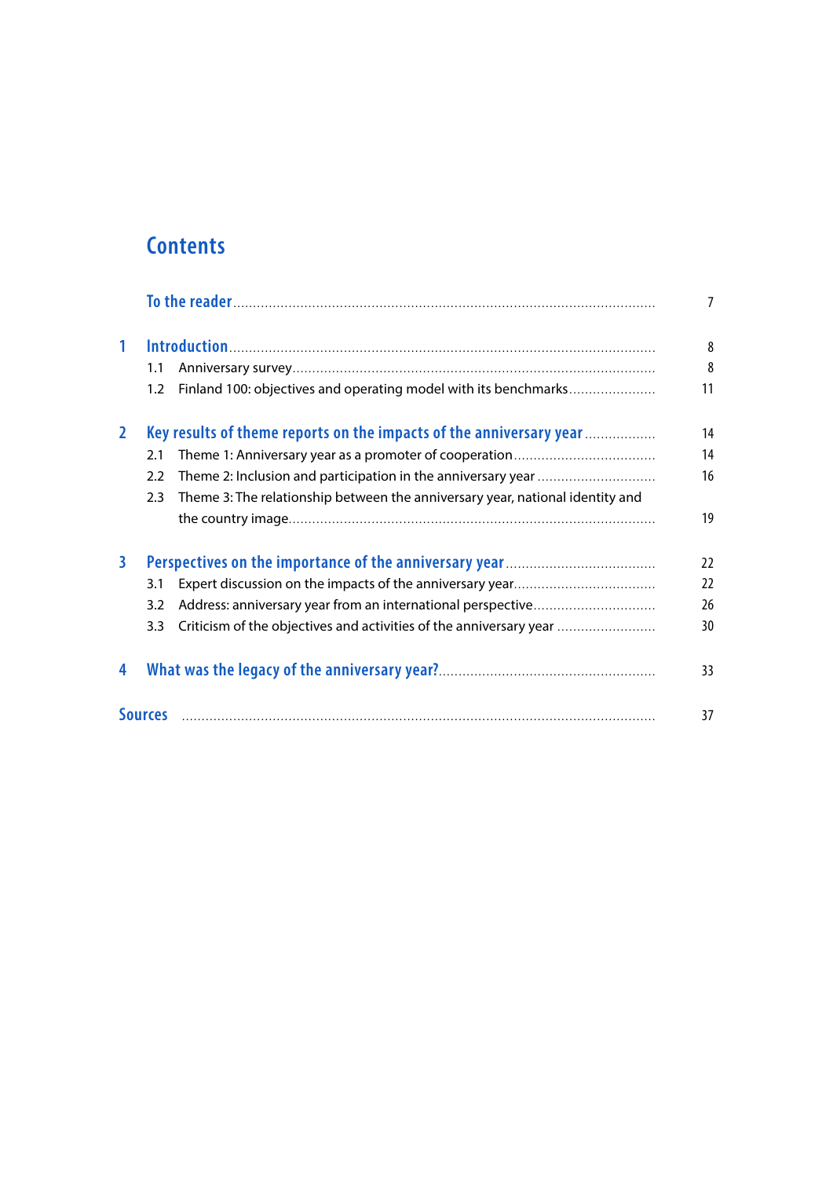# Contents

To the reader ........ 7

1 Introduction ........ 8

- 1.1 Anniversary survey ........ 8
- 1.2 Finland 100: objectives and operating model with its benchmarks ........ 11

2 Key results of theme reports on the impacts of the anniversary year ........ 14

- 2.1 Theme 1: Anniversary year as a promoter of cooperation ........ 14
- 2.2 Theme 2: Inclusion and participation in the anniversary year ........ 16
- 2.3 Theme 3: The relationship between the anniversary year, national identity and the country image ........ 19

3 Perspectives on the importance of the anniversary year ........ 22

- 3.1 Expert discussion on the impacts of the anniversary year ........ 22
- 3.2 Address: anniversary year from an international perspective ........ 26
- 3.3 Criticism of the objectives and activities of the anniversary year ........ 30

4 What was the legacy of the anniversary year? ........ 33

Sources ........ 37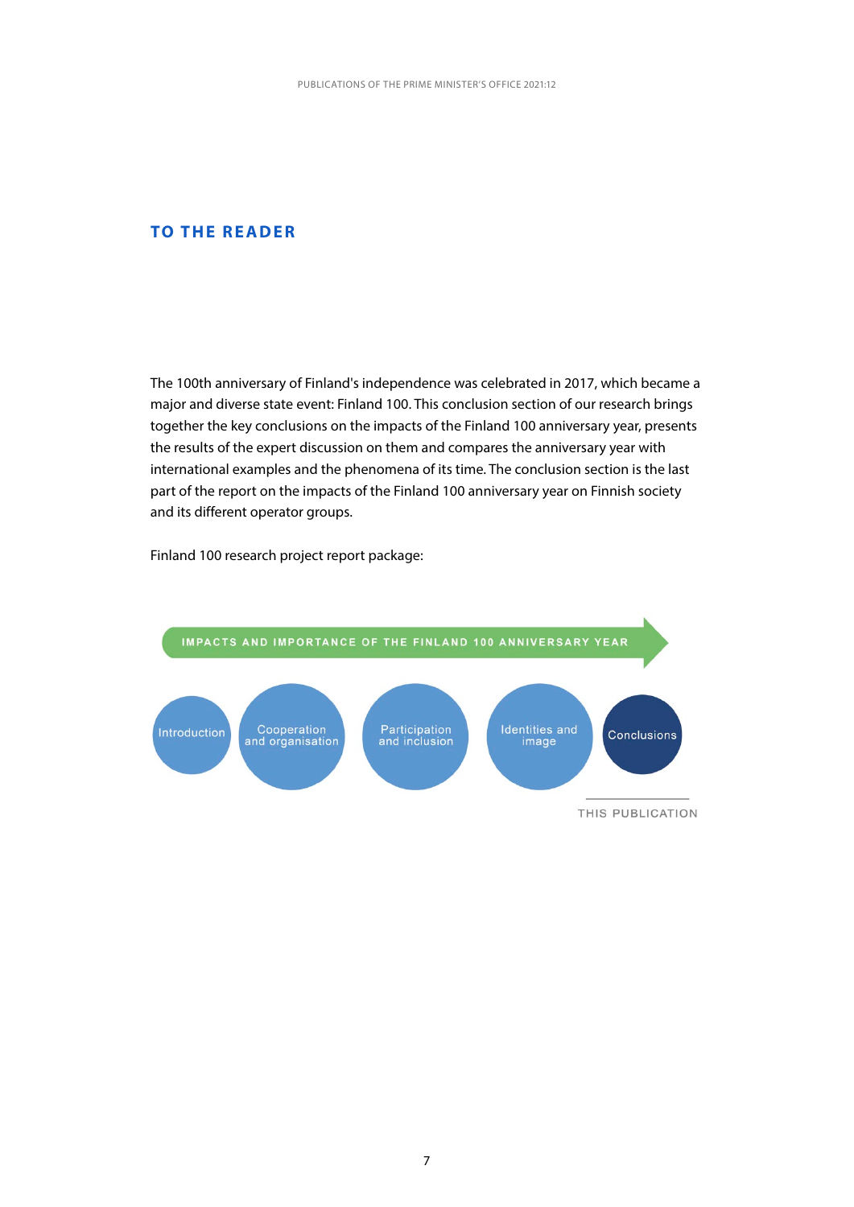# TO THE READER

The 100th anniversary of Finland's independence was celebrated in 2017, which became a major and diverse state event: Finland 100. This conclusion section of our research brings together the key conclusions on the impacts of the Finland 100 anniversary year, presents the results of the expert discussion on them and compares the anniversary year with international examples and the phenomena of its time. The conclusion section is the last part of the report on the impacts of the Finland 100 anniversary year on Finnish society and its different operator groups.

Finland 100 research project report package:

IMPACTS AND IMPORTANCE OF THE FINLAND 100 ANNIVERSARY YEAR

- Introduction
- Cooperation and organisation
- Participation and inclusion
- Identities and image
- Conclusions — THIS PUBLICATION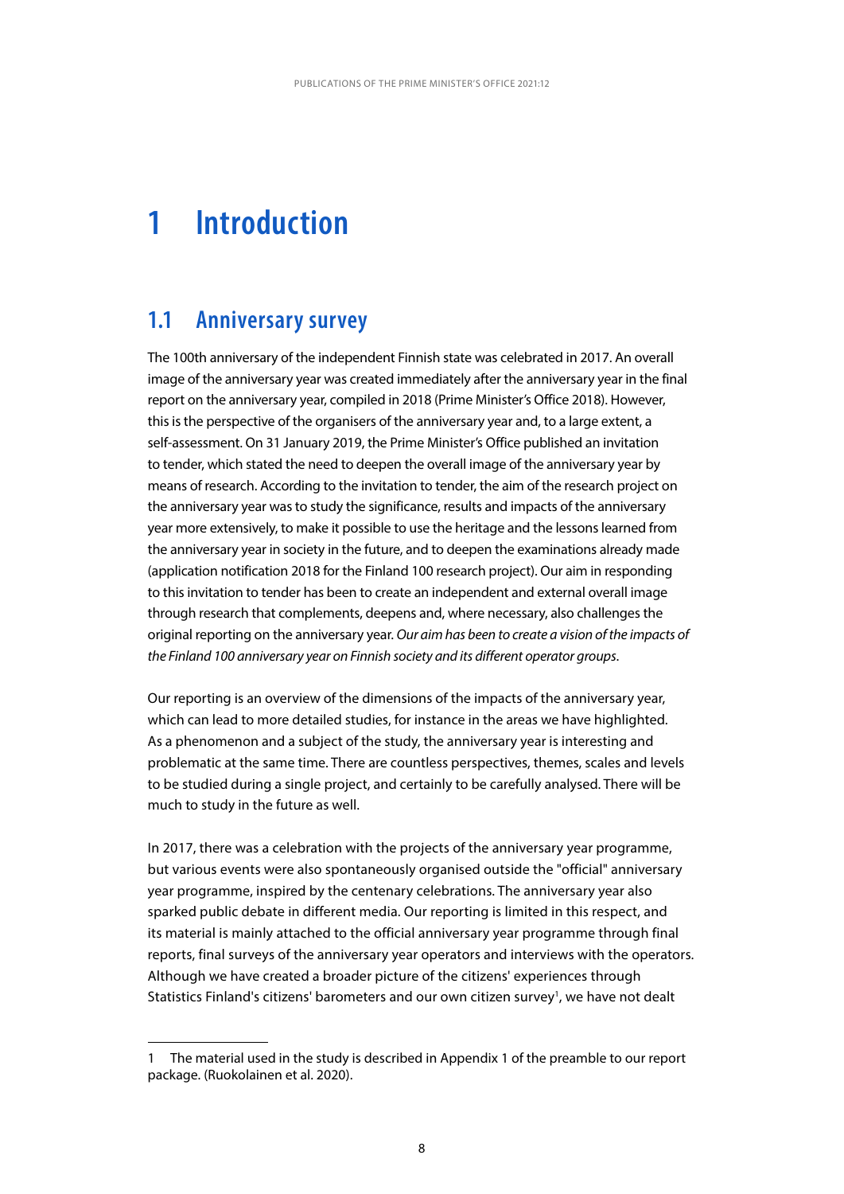# 1 Introduction

## 1.1 Anniversary survey

The 100th anniversary of the independent Finnish state was celebrated in 2017. An overall image of the anniversary year was created immediately after the anniversary year in the final report on the anniversary year, compiled in 2018 (Prime Minister's Office 2018). However, this is the perspective of the organisers of the anniversary year and, to a large extent, a self-assessment. On 31 January 2019, the Prime Minister's Office published an invitation to tender, which stated the need to deepen the overall image of the anniversary year by means of research. According to the invitation to tender, the aim of the research project on the anniversary year was to study the significance, results and impacts of the anniversary year more extensively, to make it possible to use the heritage and the lessons learned from the anniversary year in society in the future, and to deepen the examinations already made (application notification 2018 for the Finland 100 research project). Our aim in responding to this invitation to tender has been to create an independent and external overall image through research that complements, deepens and, where necessary, also challenges the original reporting on the anniversary year. *Our aim has been to create a vision of the impacts of the Finland 100 anniversary year on Finnish society and its different operator groups*.

Our reporting is an overview of the dimensions of the impacts of the anniversary year, which can lead to more detailed studies, for instance in the areas we have highlighted. As a phenomenon and a subject of the study, the anniversary year is interesting and problematic at the same time. There are countless perspectives, themes, scales and levels to be studied during a single project, and certainly to be carefully analysed. There will be much to study in the future as well.

In 2017, there was a celebration with the projects of the anniversary year programme, but various events were also spontaneously organised outside the "official" anniversary year programme, inspired by the centenary celebrations. The anniversary year also sparked public debate in different media. Our reporting is limited in this respect, and its material is mainly attached to the official anniversary year programme through final reports, final surveys of the anniversary year operators and interviews with the operators. Although we have created a broader picture of the citizens' experiences through Statistics Finland's citizens' barometers and our own citizen survey[1], we have not dealt

---

1 The material used in the study is described in Appendix 1 of the preamble to our report package. (Ruokolainen et al. 2020).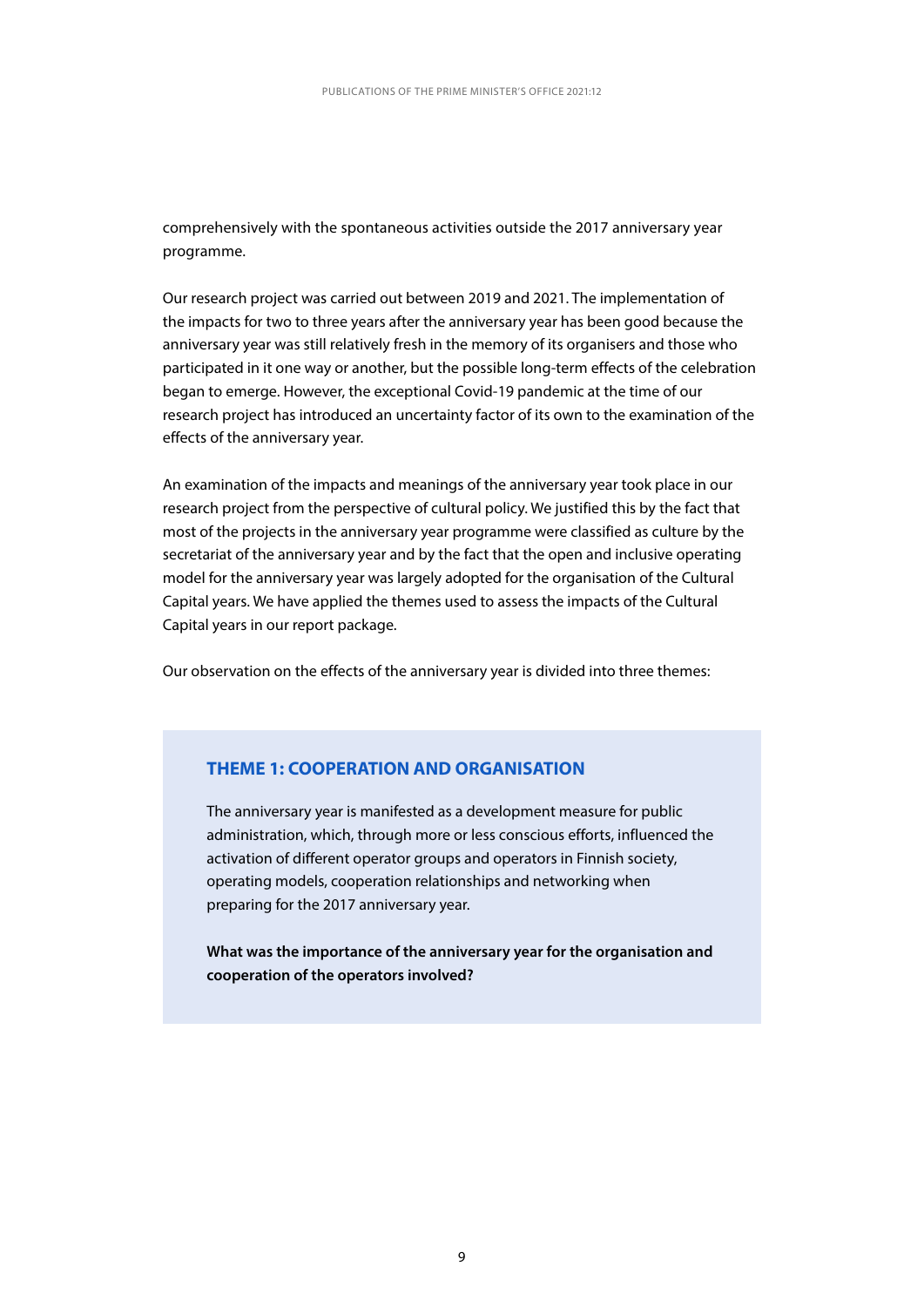comprehensively with the spontaneous activities outside the 2017 anniversary year programme.

Our research project was carried out between 2019 and 2021. The implementation of the impacts for two to three years after the anniversary year has been good because the anniversary year was still relatively fresh in the memory of its organisers and those who participated in it one way or another, but the possible long-term effects of the celebration began to emerge. However, the exceptional Covid-19 pandemic at the time of our research project has introduced an uncertainty factor of its own to the examination of the effects of the anniversary year.

An examination of the impacts and meanings of the anniversary year took place in our research project from the perspective of cultural policy. We justified this by the fact that most of the projects in the anniversary year programme were classified as culture by the secretariat of the anniversary year and by the fact that the open and inclusive operating model for the anniversary year was largely adopted for the organisation of the Cultural Capital years. We have applied the themes used to assess the impacts of the Cultural Capital years in our report package.

Our observation on the effects of the anniversary year is divided into three themes:

### THEME 1: COOPERATION AND ORGANISATION

The anniversary year is manifested as a development measure for public administration, which, through more or less conscious efforts, influenced the activation of different operator groups and operators in Finnish society, operating models, cooperation relationships and networking when preparing for the 2017 anniversary year.

**What was the importance of the anniversary year for the organisation and cooperation of the operators involved?**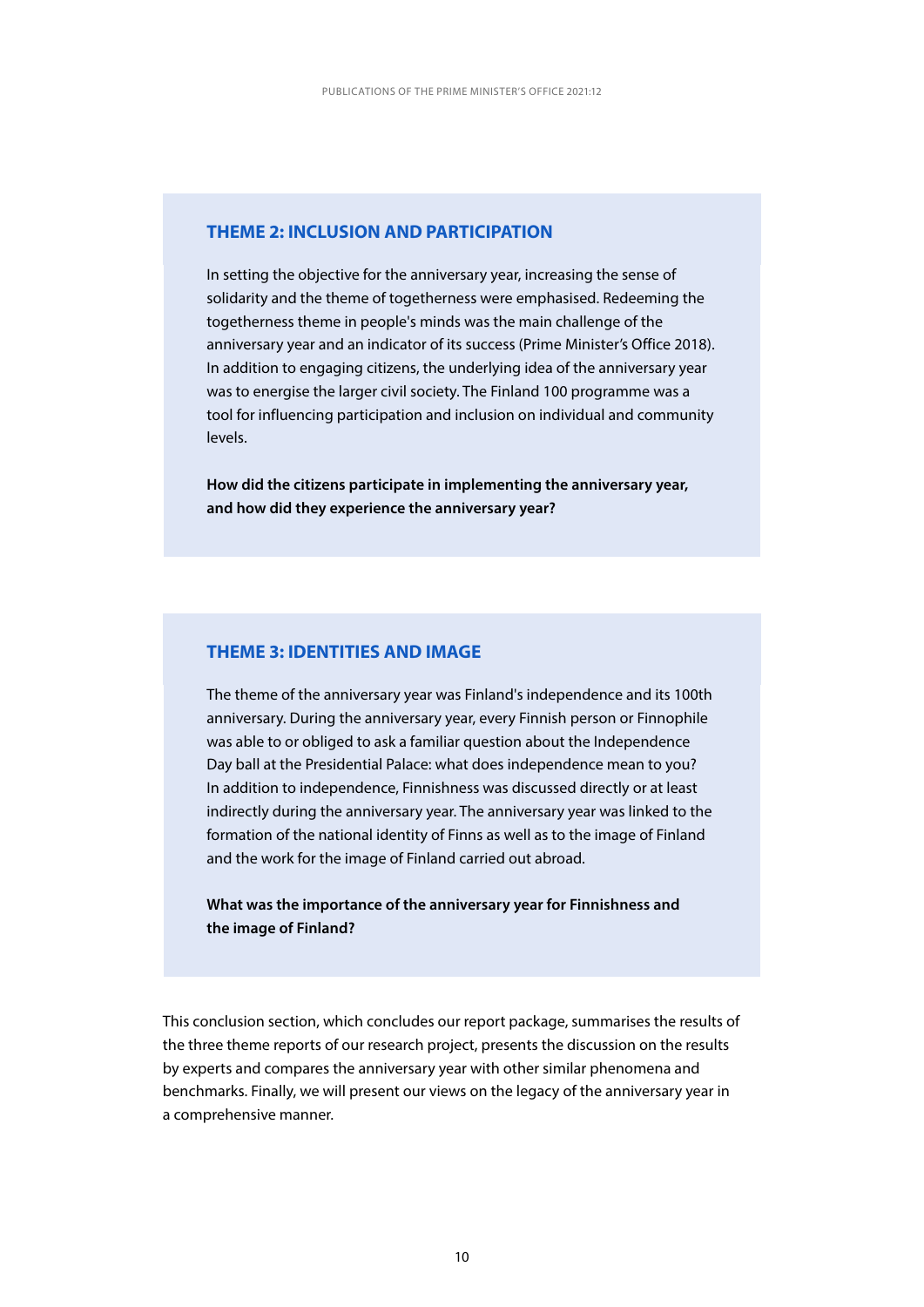### THEME 2: INCLUSION AND PARTICIPATION

In setting the objective for the anniversary year, increasing the sense of solidarity and the theme of togetherness were emphasised. Redeeming the togetherness theme in people's minds was the main challenge of the anniversary year and an indicator of its success (Prime Minister's Office 2018). In addition to engaging citizens, the underlying idea of the anniversary year was to energise the larger civil society. The Finland 100 programme was a tool for influencing participation and inclusion on individual and community levels.

**How did the citizens participate in implementing the anniversary year, and how did they experience the anniversary year?**

### THEME 3: IDENTITIES AND IMAGE

The theme of the anniversary year was Finland's independence and its 100th anniversary. During the anniversary year, every Finnish person or Finnophile was able to or obliged to ask a familiar question about the Independence Day ball at the Presidential Palace: what does independence mean to you? In addition to independence, Finnishness was discussed directly or at least indirectly during the anniversary year. The anniversary year was linked to the formation of the national identity of Finns as well as to the image of Finland and the work for the image of Finland carried out abroad.

**What was the importance of the anniversary year for Finnishness and the image of Finland?**

This conclusion section, which concludes our report package, summarises the results of the three theme reports of our research project, presents the discussion on the results by experts and compares the anniversary year with other similar phenomena and benchmarks. Finally, we will present our views on the legacy of the anniversary year in a comprehensive manner.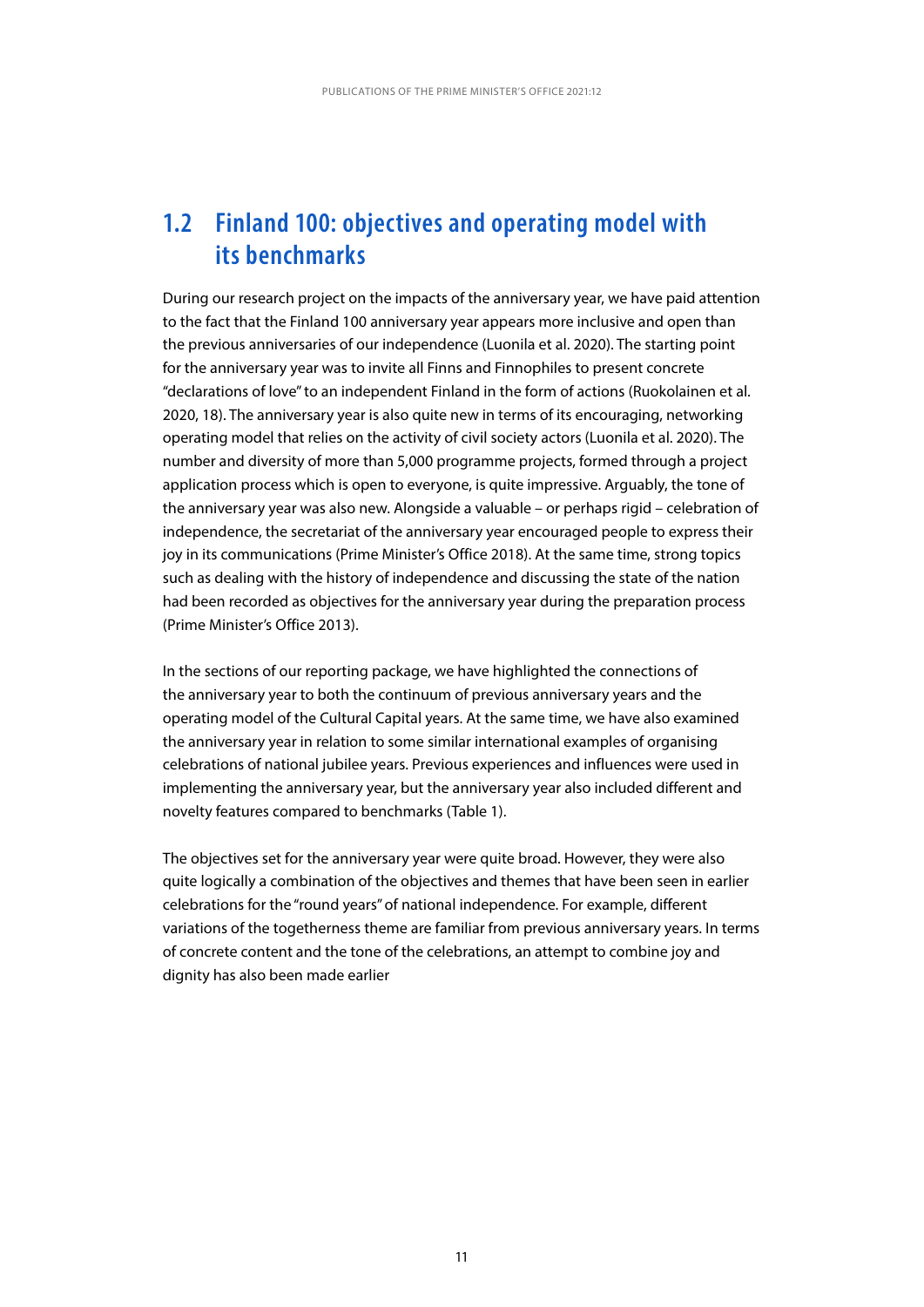## 1.2 Finland 100: objectives and operating model with its benchmarks

During our research project on the impacts of the anniversary year, we have paid attention to the fact that the Finland 100 anniversary year appears more inclusive and open than the previous anniversaries of our independence (Luonila et al. 2020). The starting point for the anniversary year was to invite all Finns and Finnophiles to present concrete "declarations of love" to an independent Finland in the form of actions (Ruokolainen et al. 2020, 18). The anniversary year is also quite new in terms of its encouraging, networking operating model that relies on the activity of civil society actors (Luonila et al. 2020). The number and diversity of more than 5,000 programme projects, formed through a project application process which is open to everyone, is quite impressive. Arguably, the tone of the anniversary year was also new. Alongside a valuable – or perhaps rigid – celebration of independence, the secretariat of the anniversary year encouraged people to express their joy in its communications (Prime Minister's Office 2018). At the same time, strong topics such as dealing with the history of independence and discussing the state of the nation had been recorded as objectives for the anniversary year during the preparation process (Prime Minister's Office 2013).

In the sections of our reporting package, we have highlighted the connections of the anniversary year to both the continuum of previous anniversary years and the operating model of the Cultural Capital years. At the same time, we have also examined the anniversary year in relation to some similar international examples of organising celebrations of national jubilee years. Previous experiences and influences were used in implementing the anniversary year, but the anniversary year also included different and novelty features compared to benchmarks (Table 1).

The objectives set for the anniversary year were quite broad. However, they were also quite logically a combination of the objectives and themes that have been seen in earlier celebrations for the "round years" of national independence. For example, different variations of the togetherness theme are familiar from previous anniversary years. In terms of concrete content and the tone of the celebrations, an attempt to combine joy and dignity has also been made earlier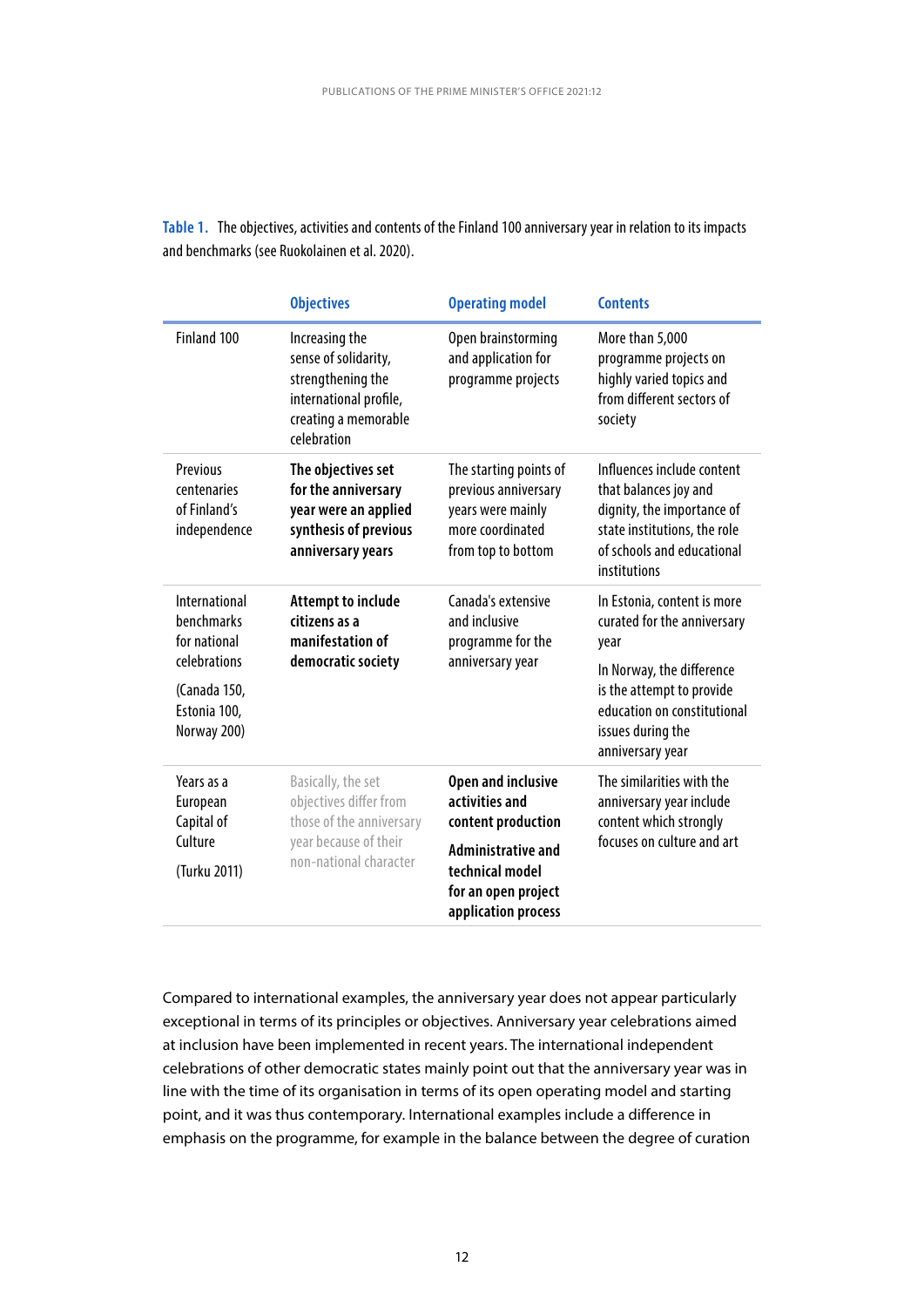**Table 1.** The objectives, activities and contents of the Finland 100 anniversary year in relation to its impacts and benchmarks (see Ruokolainen et al. 2020).

| | Objectives | Operating model | Contents |
|---|---|---|---|
| Finland 100 | Increasing the sense of solidarity, strengthening the international profile, creating a memorable celebration | Open brainstorming and application for programme projects | More than 5,000 programme projects on highly varied topics and from different sectors of society |
| Previous centenaries of Finland's independence | **The objectives set for the anniversary year were an applied synthesis of previous anniversary years** | The starting points of previous anniversary years were mainly more coordinated from top to bottom | Influences include content that balances joy and dignity, the importance of state institutions, the role of schools and educational institutions |
| International benchmarks for national celebrations (Canada 150, Estonia 100, Norway 200) | **Attempt to include citizens as a manifestation of democratic society** | Canada's extensive and inclusive programme for the anniversary year | In Estonia, content is more curated for the anniversary year<br>In Norway, the difference is the attempt to provide education on constitutional issues during the anniversary year |
| Years as a European Capital of Culture (Turku 2011) | Basically, the set objectives differ from those of the anniversary year because of their non-national character | **Open and inclusive activities and content production**<br>**Administrative and technical model for an open project application process** | The similarities with the anniversary year include content which strongly focuses on culture and art |

Compared to international examples, the anniversary year does not appear particularly exceptional in terms of its principles or objectives. Anniversary year celebrations aimed at inclusion have been implemented in recent years. The international independent celebrations of other democratic states mainly point out that the anniversary year was in line with the time of its organisation in terms of its open operating model and starting point, and it was thus contemporary. International examples include a difference in emphasis on the programme, for example in the balance between the degree of curation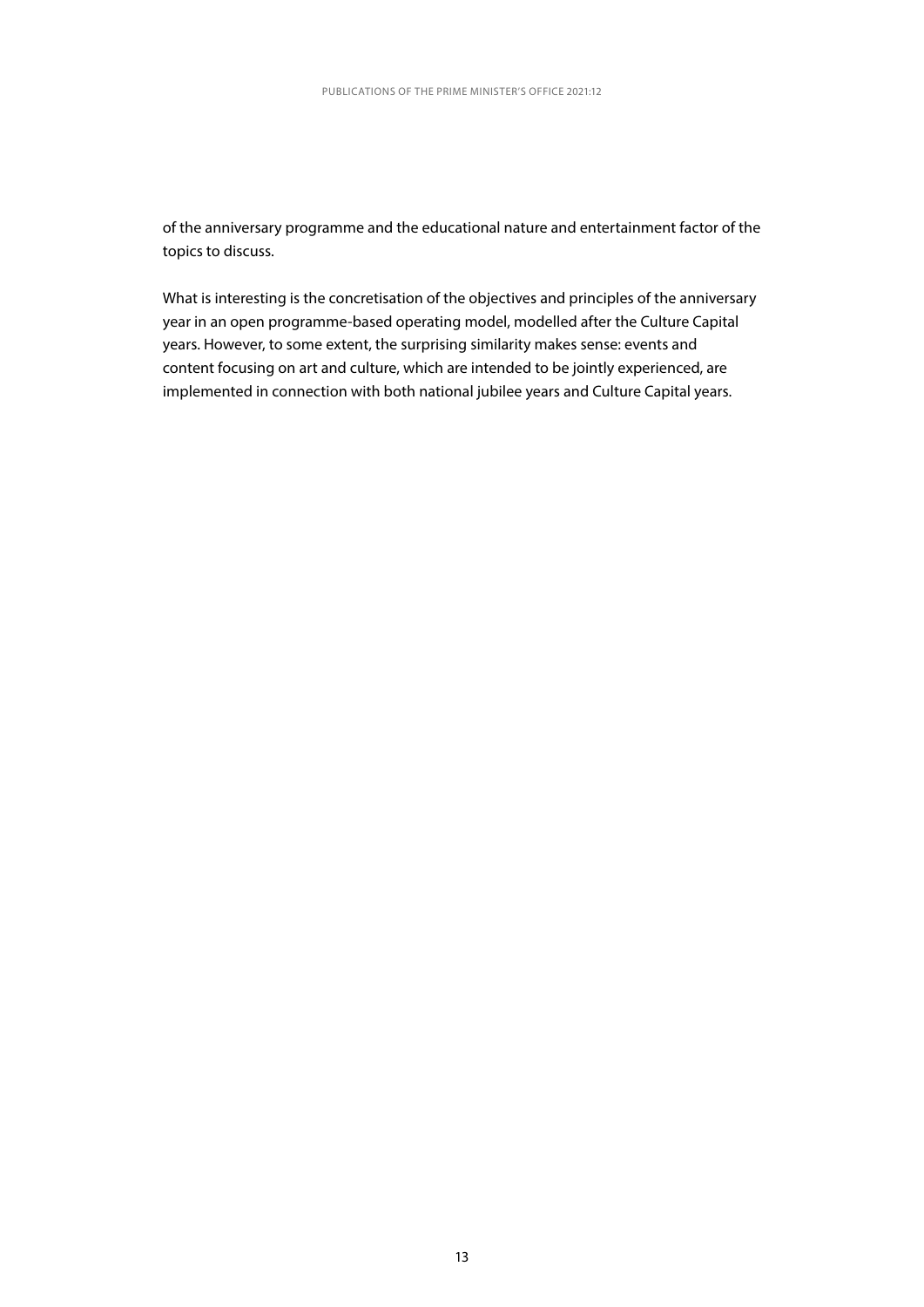of the anniversary programme and the educational nature and entertainment factor of the topics to discuss.

What is interesting is the concretisation of the objectives and principles of the anniversary year in an open programme-based operating model, modelled after the Culture Capital years. However, to some extent, the surprising similarity makes sense: events and content focusing on art and culture, which are intended to be jointly experienced, are implemented in connection with both national jubilee years and Culture Capital years.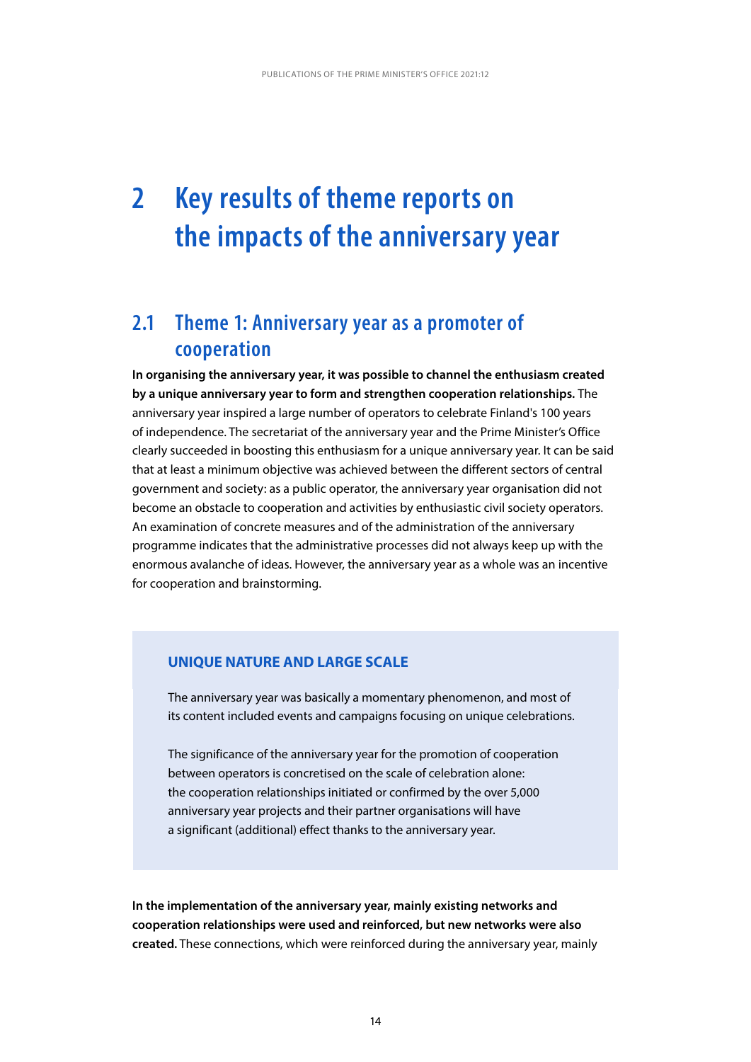# 2 Key results of theme reports on the impacts of the anniversary year

## 2.1 Theme 1: Anniversary year as a promoter of cooperation

**In organising the anniversary year, it was possible to channel the enthusiasm created by a unique anniversary year to form and strengthen cooperation relationships.** The anniversary year inspired a large number of operators to celebrate Finland's 100 years of independence. The secretariat of the anniversary year and the Prime Minister's Office clearly succeeded in boosting this enthusiasm for a unique anniversary year. It can be said that at least a minimum objective was achieved between the different sectors of central government and society: as a public operator, the anniversary year organisation did not become an obstacle to cooperation and activities by enthusiastic civil society operators. An examination of concrete measures and of the administration of the anniversary programme indicates that the administrative processes did not always keep up with the enormous avalanche of ideas. However, the anniversary year as a whole was an incentive for cooperation and brainstorming.

> **UNIQUE NATURE AND LARGE SCALE**
>
> The anniversary year was basically a momentary phenomenon, and most of its content included events and campaigns focusing on unique celebrations.
>
> The significance of the anniversary year for the promotion of cooperation between operators is concretised on the scale of celebration alone: the cooperation relationships initiated or confirmed by the over 5,000 anniversary year projects and their partner organisations will have a significant (additional) effect thanks to the anniversary year.

**In the implementation of the anniversary year, mainly existing networks and cooperation relationships were used and reinforced, but new networks were also created.** These connections, which were reinforced during the anniversary year, mainly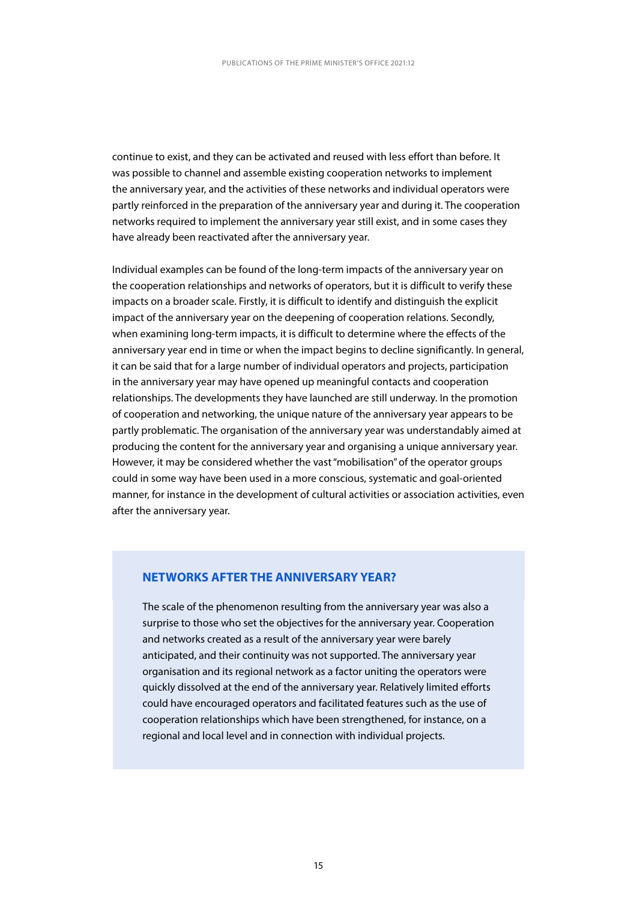continue to exist, and they can be activated and reused with less effort than before. It was possible to channel and assemble existing cooperation networks to implement the anniversary year, and the activities of these networks and individual operators were partly reinforced in the preparation of the anniversary year and during it. The cooperation networks required to implement the anniversary year still exist, and in some cases they have already been reactivated after the anniversary year.

Individual examples can be found of the long-term impacts of the anniversary year on the cooperation relationships and networks of operators, but it is difficult to verify these impacts on a broader scale. Firstly, it is difficult to identify and distinguish the explicit impact of the anniversary year on the deepening of cooperation relations. Secondly, when examining long-term impacts, it is difficult to determine where the effects of the anniversary year end in time or when the impact begins to decline significantly. In general, it can be said that for a large number of individual operators and projects, participation in the anniversary year may have opened up meaningful contacts and cooperation relationships. The developments they have launched are still underway. In the promotion of cooperation and networking, the unique nature of the anniversary year appears to be partly problematic. The organisation of the anniversary year was understandably aimed at producing the content for the anniversary year and organising a unique anniversary year. However, it may be considered whether the vast "mobilisation" of the operator groups could in some way have been used in a more conscious, systematic and goal-oriented manner, for instance in the development of cultural activities or association activities, even after the anniversary year.

### NETWORKS AFTER THE ANNIVERSARY YEAR?

The scale of the phenomenon resulting from the anniversary year was also a surprise to those who set the objectives for the anniversary year. Cooperation and networks created as a result of the anniversary year were barely anticipated, and their continuity was not supported. The anniversary year organisation and its regional network as a factor uniting the operators were quickly dissolved at the end of the anniversary year. Relatively limited efforts could have encouraged operators and facilitated features such as the use of cooperation relationships which have been strengthened, for instance, on a regional and local level and in connection with individual projects.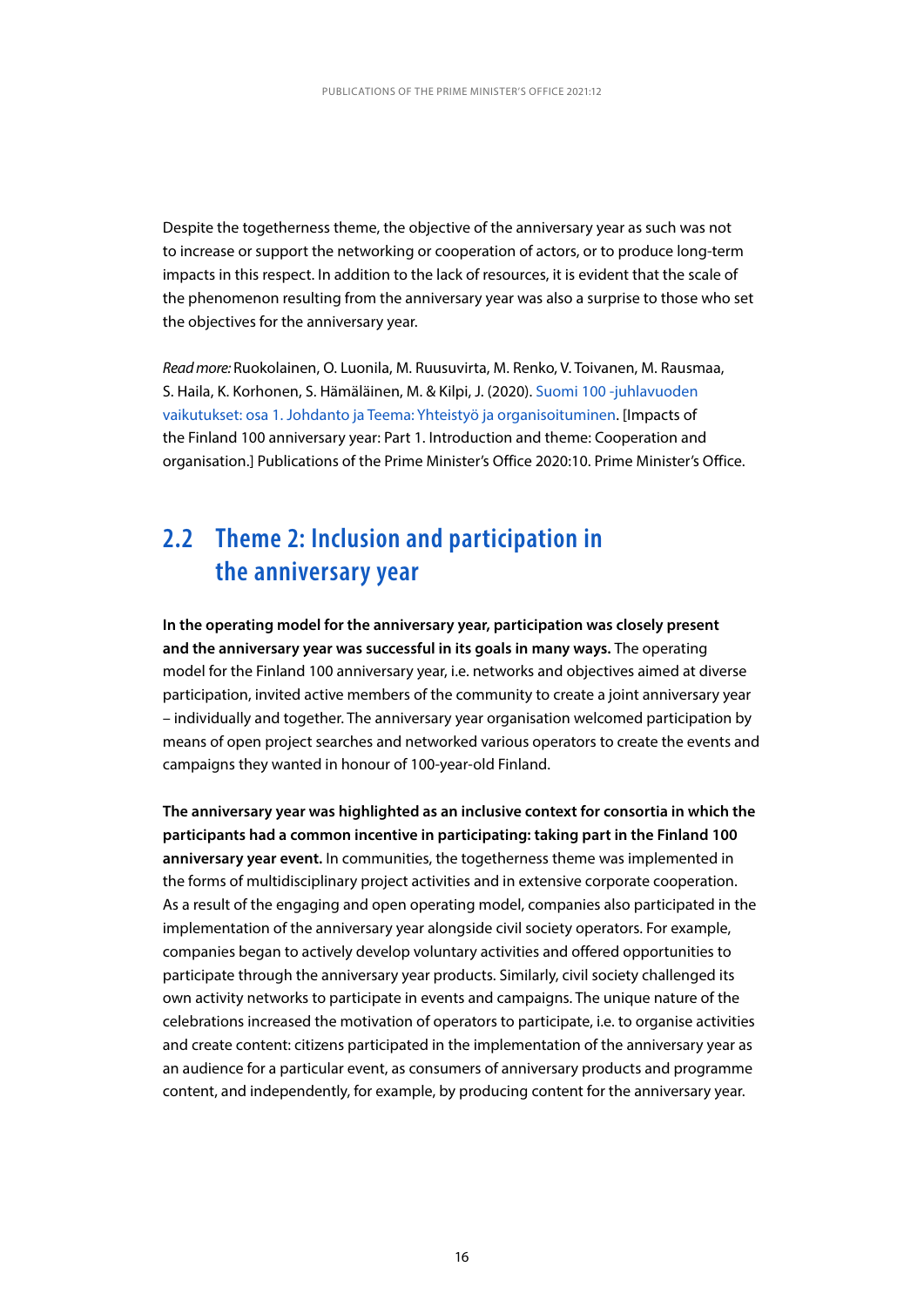Despite the togetherness theme, the objective of the anniversary year as such was not to increase or support the networking or cooperation of actors, or to produce long-term impacts in this respect. In addition to the lack of resources, it is evident that the scale of the phenomenon resulting from the anniversary year was also a surprise to those who set the objectives for the anniversary year.

*Read more:* Ruokolainen, O. Luonila, M. Ruusuvirta, M. Renko, V. Toivanen, M. Rausmaa, S. Haila, K. Korhonen, S. Hämäläinen, M. & Kilpi, J. (2020). Suomi 100 -juhlavuoden vaikutukset: osa 1. Johdanto ja Teema: Yhteistyö ja organisoituminen. [Impacts of the Finland 100 anniversary year: Part 1. Introduction and theme: Cooperation and organisation.] Publications of the Prime Minister's Office 2020:10. Prime Minister's Office.

## 2.2 Theme 2: Inclusion and participation in the anniversary year

**In the operating model for the anniversary year, participation was closely present and the anniversary year was successful in its goals in many ways.** The operating model for the Finland 100 anniversary year, i.e. networks and objectives aimed at diverse participation, invited active members of the community to create a joint anniversary year – individually and together. The anniversary year organisation welcomed participation by means of open project searches and networked various operators to create the events and campaigns they wanted in honour of 100-year-old Finland.

**The anniversary year was highlighted as an inclusive context for consortia in which the participants had a common incentive in participating: taking part in the Finland 100 anniversary year event.** In communities, the togetherness theme was implemented in the forms of multidisciplinary project activities and in extensive corporate cooperation. As a result of the engaging and open operating model, companies also participated in the implementation of the anniversary year alongside civil society operators. For example, companies began to actively develop voluntary activities and offered opportunities to participate through the anniversary year products. Similarly, civil society challenged its own activity networks to participate in events and campaigns. The unique nature of the celebrations increased the motivation of operators to participate, i.e. to organise activities and create content: citizens participated in the implementation of the anniversary year as an audience for a particular event, as consumers of anniversary products and programme content, and independently, for example, by producing content for the anniversary year.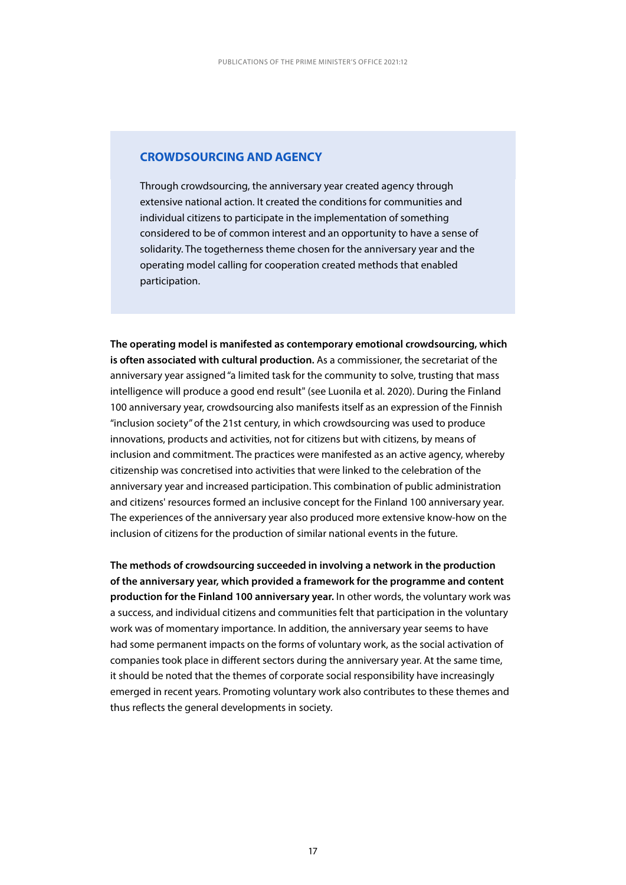### CROWDSOURCING AND AGENCY

Through crowdsourcing, the anniversary year created agency through extensive national action. It created the conditions for communities and individual citizens to participate in the implementation of something considered to be of common interest and an opportunity to have a sense of solidarity. The togetherness theme chosen for the anniversary year and the operating model calling for cooperation created methods that enabled participation.

**The operating model is manifested as contemporary emotional crowdsourcing, which is often associated with cultural production.** As a commissioner, the secretariat of the anniversary year assigned "a limited task for the community to solve, trusting that mass intelligence will produce a good end result" (see Luonila et al. 2020). During the Finland 100 anniversary year, crowdsourcing also manifests itself as an expression of the Finnish "inclusion society" of the 21st century, in which crowdsourcing was used to produce innovations, products and activities, not for citizens but with citizens, by means of inclusion and commitment. The practices were manifested as an active agency, whereby citizenship was concretised into activities that were linked to the celebration of the anniversary year and increased participation. This combination of public administration and citizens' resources formed an inclusive concept for the Finland 100 anniversary year. The experiences of the anniversary year also produced more extensive know-how on the inclusion of citizens for the production of similar national events in the future.

**The methods of crowdsourcing succeeded in involving a network in the production of the anniversary year, which provided a framework for the programme and content production for the Finland 100 anniversary year.** In other words, the voluntary work was a success, and individual citizens and communities felt that participation in the voluntary work was of momentary importance. In addition, the anniversary year seems to have had some permanent impacts on the forms of voluntary work, as the social activation of companies took place in different sectors during the anniversary year. At the same time, it should be noted that the themes of corporate social responsibility have increasingly emerged in recent years. Promoting voluntary work also contributes to these themes and thus reflects the general developments in society.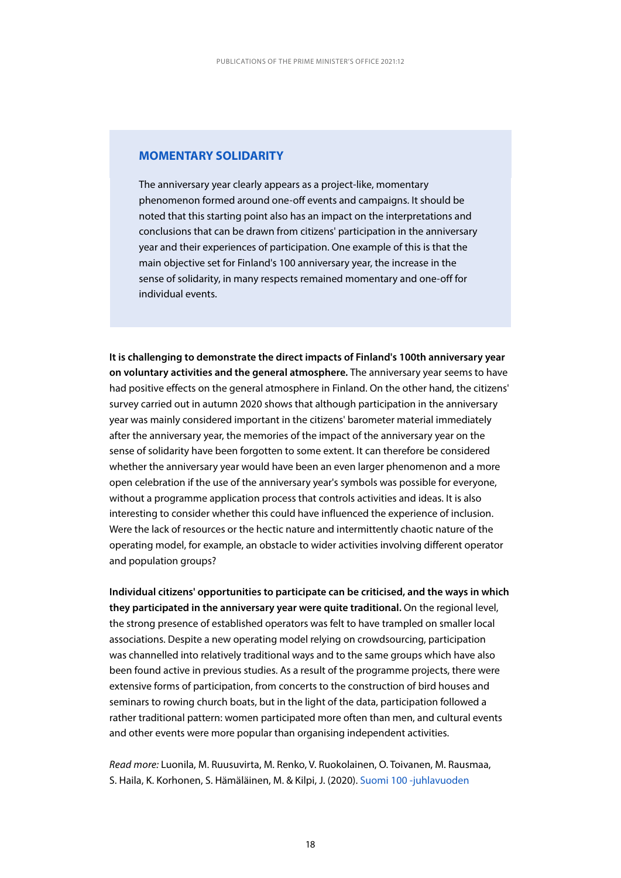### MOMENTARY SOLIDARITY

The anniversary year clearly appears as a project-like, momentary phenomenon formed around one-off events and campaigns. It should be noted that this starting point also has an impact on the interpretations and conclusions that can be drawn from citizens' participation in the anniversary year and their experiences of participation. One example of this is that the main objective set for Finland's 100 anniversary year, the increase in the sense of solidarity, in many respects remained momentary and one-off for individual events.

**It is challenging to demonstrate the direct impacts of Finland's 100th anniversary year on voluntary activities and the general atmosphere.** The anniversary year seems to have had positive effects on the general atmosphere in Finland. On the other hand, the citizens' survey carried out in autumn 2020 shows that although participation in the anniversary year was mainly considered important in the citizens' barometer material immediately after the anniversary year, the memories of the impact of the anniversary year on the sense of solidarity have been forgotten to some extent. It can therefore be considered whether the anniversary year would have been an even larger phenomenon and a more open celebration if the use of the anniversary year's symbols was possible for everyone, without a programme application process that controls activities and ideas. It is also interesting to consider whether this could have influenced the experience of inclusion. Were the lack of resources or the hectic nature and intermittently chaotic nature of the operating model, for example, an obstacle to wider activities involving different operator and population groups?

**Individual citizens' opportunities to participate can be criticised, and the ways in which they participated in the anniversary year were quite traditional.** On the regional level, the strong presence of established operators was felt to have trampled on smaller local associations. Despite a new operating model relying on crowdsourcing, participation was channelled into relatively traditional ways and to the same groups which have also been found active in previous studies. As a result of the programme projects, there were extensive forms of participation, from concerts to the construction of bird houses and seminars to rowing church boats, but in the light of the data, participation followed a rather traditional pattern: women participated more often than men, and cultural events and other events were more popular than organising independent activities.

*Read more:* Luonila, M. Ruusuvirta, M. Renko, V. Ruokolainen, O. Toivanen, M. Rausmaa, S. Haila, K. Korhonen, S. Hämäläinen, M. & Kilpi, J. (2020). Suomi 100 -juhlavuoden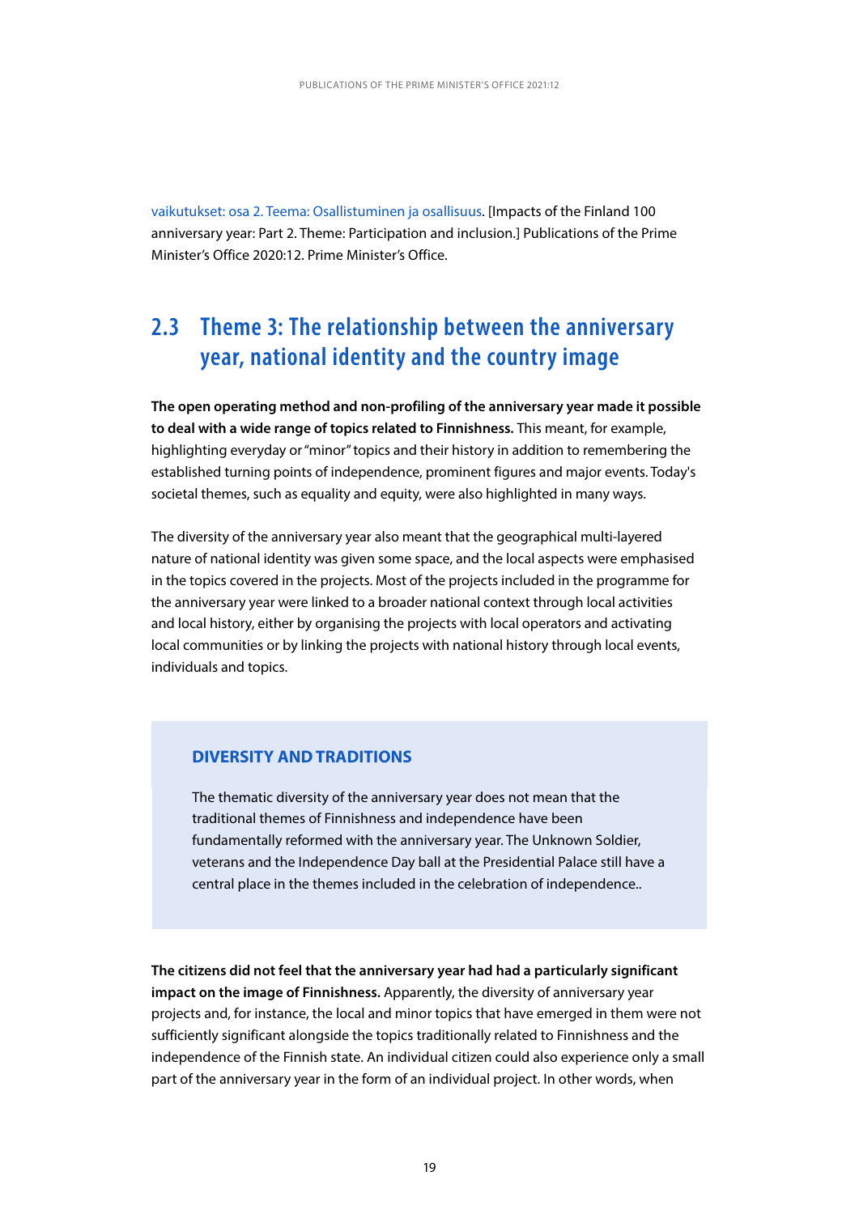vaikutukset: osa 2. Teema: Osallistuminen ja osallisuus. [Impacts of the Finland 100 anniversary year: Part 2. Theme: Participation and inclusion.] Publications of the Prime Minister's Office 2020:12. Prime Minister's Office.

## 2.3 Theme 3: The relationship between the anniversary year, national identity and the country image

**The open operating method and non-profiling of the anniversary year made it possible to deal with a wide range of topics related to Finnishness.** This meant, for example, highlighting everyday or "minor" topics and their history in addition to remembering the established turning points of independence, prominent figures and major events. Today's societal themes, such as equality and equity, were also highlighted in many ways.

The diversity of the anniversary year also meant that the geographical multi-layered nature of national identity was given some space, and the local aspects were emphasised in the topics covered in the projects. Most of the projects included in the programme for the anniversary year were linked to a broader national context through local activities and local history, either by organising the projects with local operators and activating local communities or by linking the projects with national history through local events, individuals and topics.

### DIVERSITY AND TRADITIONS

The thematic diversity of the anniversary year does not mean that the traditional themes of Finnishness and independence have been fundamentally reformed with the anniversary year. The Unknown Soldier, veterans and the Independence Day ball at the Presidential Palace still have a central place in the themes included in the celebration of independence..

**The citizens did not feel that the anniversary year had had a particularly significant impact on the image of Finnishness.** Apparently, the diversity of anniversary year projects and, for instance, the local and minor topics that have emerged in them were not sufficiently significant alongside the topics traditionally related to Finnishness and the independence of the Finnish state. An individual citizen could also experience only a small part of the anniversary year in the form of an individual project. In other words, when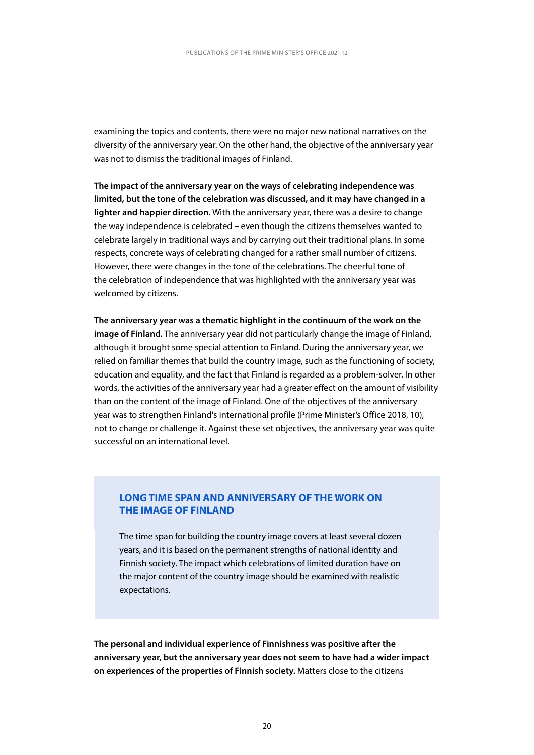examining the topics and contents, there were no major new national narratives on the diversity of the anniversary year. On the other hand, the objective of the anniversary year was not to dismiss the traditional images of Finland.

**The impact of the anniversary year on the ways of celebrating independence was limited, but the tone of the celebration was discussed, and it may have changed in a lighter and happier direction.** With the anniversary year, there was a desire to change the way independence is celebrated – even though the citizens themselves wanted to celebrate largely in traditional ways and by carrying out their traditional plans. In some respects, concrete ways of celebrating changed for a rather small number of citizens. However, there were changes in the tone of the celebrations. The cheerful tone of the celebration of independence that was highlighted with the anniversary year was welcomed by citizens.

**The anniversary year was a thematic highlight in the continuum of the work on the image of Finland.** The anniversary year did not particularly change the image of Finland, although it brought some special attention to Finland. During the anniversary year, we relied on familiar themes that build the country image, such as the functioning of society, education and equality, and the fact that Finland is regarded as a problem-solver. In other words, the activities of the anniversary year had a greater effect on the amount of visibility than on the content of the image of Finland. One of the objectives of the anniversary year was to strengthen Finland's international profile (Prime Minister's Office 2018, 10), not to change or challenge it. Against these set objectives, the anniversary year was quite successful on an international level.

### LONG TIME SPAN AND ANNIVERSARY OF THE WORK ON THE IMAGE OF FINLAND

The time span for building the country image covers at least several dozen years, and it is based on the permanent strengths of national identity and Finnish society. The impact which celebrations of limited duration have on the major content of the country image should be examined with realistic expectations.

**The personal and individual experience of Finnishness was positive after the anniversary year, but the anniversary year does not seem to have had a wider impact on experiences of the properties of Finnish society.** Matters close to the citizens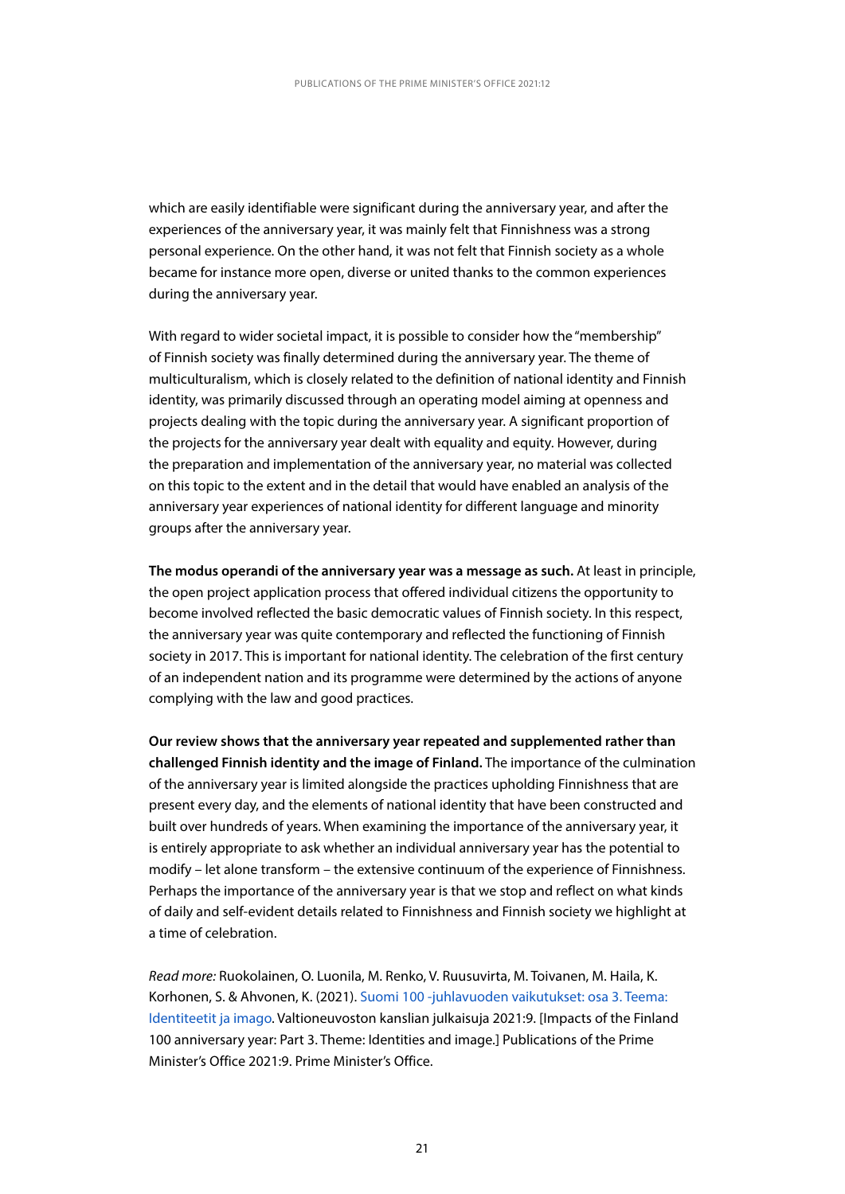which are easily identifiable were significant during the anniversary year, and after the experiences of the anniversary year, it was mainly felt that Finnishness was a strong personal experience. On the other hand, it was not felt that Finnish society as a whole became for instance more open, diverse or united thanks to the common experiences during the anniversary year.

With regard to wider societal impact, it is possible to consider how the "membership" of Finnish society was finally determined during the anniversary year. The theme of multiculturalism, which is closely related to the definition of national identity and Finnish identity, was primarily discussed through an operating model aiming at openness and projects dealing with the topic during the anniversary year. A significant proportion of the projects for the anniversary year dealt with equality and equity. However, during the preparation and implementation of the anniversary year, no material was collected on this topic to the extent and in the detail that would have enabled an analysis of the anniversary year experiences of national identity for different language and minority groups after the anniversary year.

**The modus operandi of the anniversary year was a message as such.** At least in principle, the open project application process that offered individual citizens the opportunity to become involved reflected the basic democratic values of Finnish society. In this respect, the anniversary year was quite contemporary and reflected the functioning of Finnish society in 2017. This is important for national identity. The celebration of the first century of an independent nation and its programme were determined by the actions of anyone complying with the law and good practices.

**Our review shows that the anniversary year repeated and supplemented rather than challenged Finnish identity and the image of Finland.** The importance of the culmination of the anniversary year is limited alongside the practices upholding Finnishness that are present every day, and the elements of national identity that have been constructed and built over hundreds of years. When examining the importance of the anniversary year, it is entirely appropriate to ask whether an individual anniversary year has the potential to modify – let alone transform – the extensive continuum of the experience of Finnishness. Perhaps the importance of the anniversary year is that we stop and reflect on what kinds of daily and self-evident details related to Finnishness and Finnish society we highlight at a time of celebration.

*Read more:* Ruokolainen, O. Luonila, M. Renko, V. Ruusuvirta, M. Toivanen, M. Haila, K. Korhonen, S. & Ahvonen, K. (2021). Suomi 100 -juhlavuoden vaikutukset: osa 3. Teema: Identiteetit ja imago. Valtioneuvoston kanslian julkaisuja 2021:9. [Impacts of the Finland 100 anniversary year: Part 3. Theme: Identities and image.] Publications of the Prime Minister's Office 2021:9. Prime Minister's Office.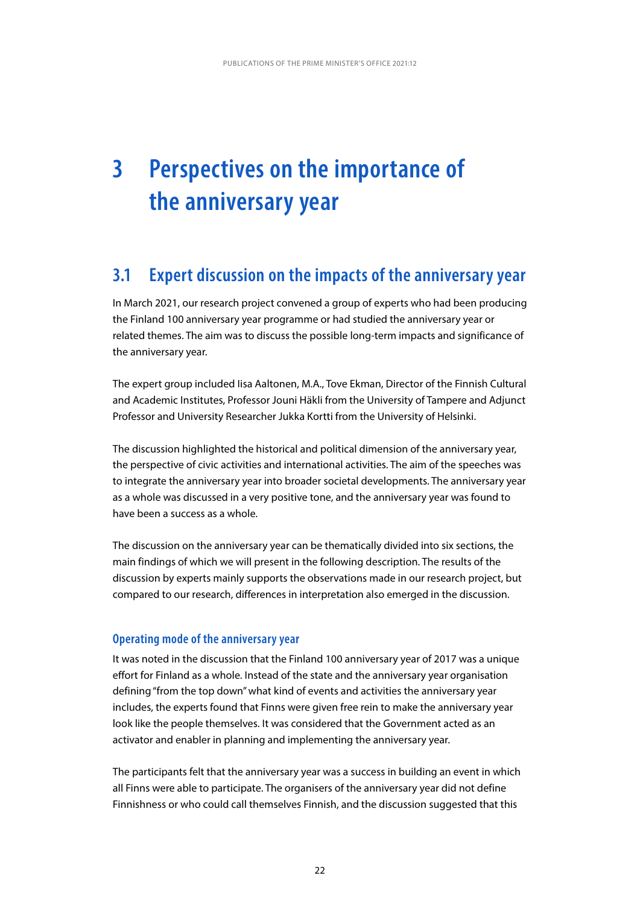# 3 Perspectives on the importance of the anniversary year

## 3.1 Expert discussion on the impacts of the anniversary year

In March 2021, our research project convened a group of experts who had been producing the Finland 100 anniversary year programme or had studied the anniversary year or related themes. The aim was to discuss the possible long-term impacts and significance of the anniversary year.

The expert group included Iisa Aaltonen, M.A., Tove Ekman, Director of the Finnish Cultural and Academic Institutes, Professor Jouni Häkli from the University of Tampere and Adjunct Professor and University Researcher Jukka Kortti from the University of Helsinki.

The discussion highlighted the historical and political dimension of the anniversary year, the perspective of civic activities and international activities. The aim of the speeches was to integrate the anniversary year into broader societal developments. The anniversary year as a whole was discussed in a very positive tone, and the anniversary year was found to have been a success as a whole.

The discussion on the anniversary year can be thematically divided into six sections, the main findings of which we will present in the following description. The results of the discussion by experts mainly supports the observations made in our research project, but compared to our research, differences in interpretation also emerged in the discussion.

### Operating mode of the anniversary year

It was noted in the discussion that the Finland 100 anniversary year of 2017 was a unique effort for Finland as a whole. Instead of the state and the anniversary year organisation defining "from the top down" what kind of events and activities the anniversary year includes, the experts found that Finns were given free rein to make the anniversary year look like the people themselves. It was considered that the Government acted as an activator and enabler in planning and implementing the anniversary year.

The participants felt that the anniversary year was a success in building an event in which all Finns were able to participate. The organisers of the anniversary year did not define Finnishness or who could call themselves Finnish, and the discussion suggested that this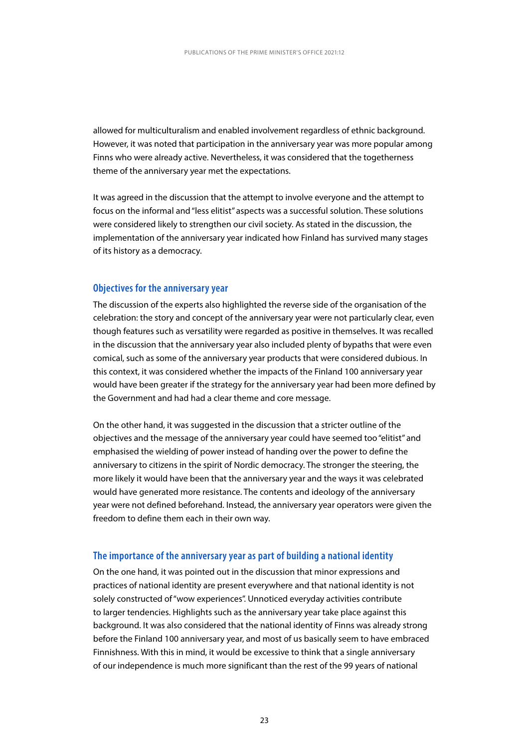allowed for multiculturalism and enabled involvement regardless of ethnic background. However, it was noted that participation in the anniversary year was more popular among Finns who were already active. Nevertheless, it was considered that the togetherness theme of the anniversary year met the expectations.

It was agreed in the discussion that the attempt to involve everyone and the attempt to focus on the informal and "less elitist" aspects was a successful solution. These solutions were considered likely to strengthen our civil society. As stated in the discussion, the implementation of the anniversary year indicated how Finland has survived many stages of its history as a democracy.

### Objectives for the anniversary year

The discussion of the experts also highlighted the reverse side of the organisation of the celebration: the story and concept of the anniversary year were not particularly clear, even though features such as versatility were regarded as positive in themselves. It was recalled in the discussion that the anniversary year also included plenty of bypaths that were even comical, such as some of the anniversary year products that were considered dubious. In this context, it was considered whether the impacts of the Finland 100 anniversary year would have been greater if the strategy for the anniversary year had been more defined by the Government and had had a clear theme and core message.

On the other hand, it was suggested in the discussion that a stricter outline of the objectives and the message of the anniversary year could have seemed too "elitist" and emphasised the wielding of power instead of handing over the power to define the anniversary to citizens in the spirit of Nordic democracy. The stronger the steering, the more likely it would have been that the anniversary year and the ways it was celebrated would have generated more resistance. The contents and ideology of the anniversary year were not defined beforehand. Instead, the anniversary year operators were given the freedom to define them each in their own way.

### The importance of the anniversary year as part of building a national identity

On the one hand, it was pointed out in the discussion that minor expressions and practices of national identity are present everywhere and that national identity is not solely constructed of "wow experiences". Unnoticed everyday activities contribute to larger tendencies. Highlights such as the anniversary year take place against this background. It was also considered that the national identity of Finns was already strong before the Finland 100 anniversary year, and most of us basically seem to have embraced Finnishness. With this in mind, it would be excessive to think that a single anniversary of our independence is much more significant than the rest of the 99 years of national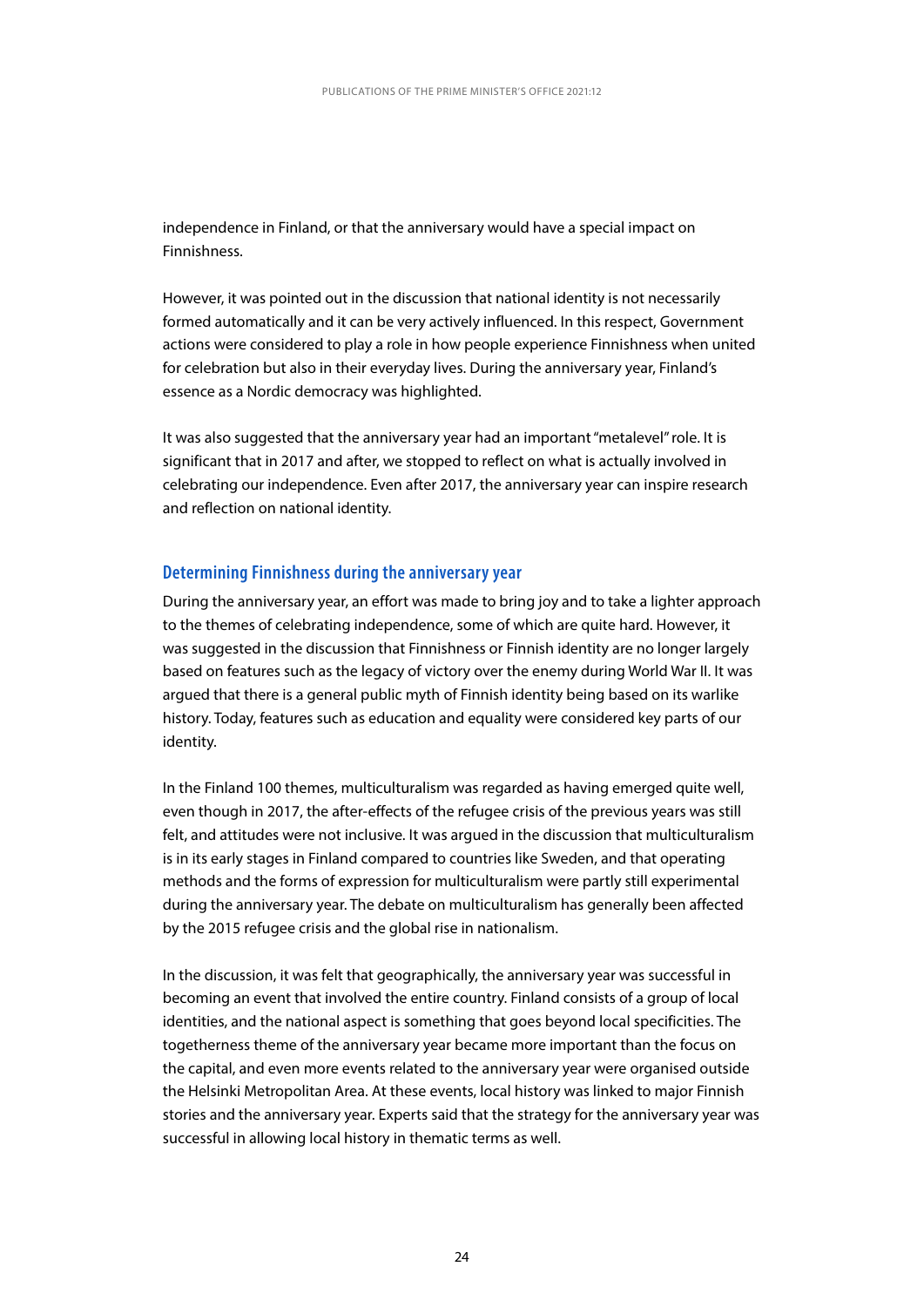independence in Finland, or that the anniversary would have a special impact on Finnishness.

However, it was pointed out in the discussion that national identity is not necessarily formed automatically and it can be very actively influenced. In this respect, Government actions were considered to play a role in how people experience Finnishness when united for celebration but also in their everyday lives. During the anniversary year, Finland's essence as a Nordic democracy was highlighted.

It was also suggested that the anniversary year had an important "metalevel" role. It is significant that in 2017 and after, we stopped to reflect on what is actually involved in celebrating our independence. Even after 2017, the anniversary year can inspire research and reflection on national identity.

### Determining Finnishness during the anniversary year

During the anniversary year, an effort was made to bring joy and to take a lighter approach to the themes of celebrating independence, some of which are quite hard. However, it was suggested in the discussion that Finnishness or Finnish identity are no longer largely based on features such as the legacy of victory over the enemy during World War II. It was argued that there is a general public myth of Finnish identity being based on its warlike history. Today, features such as education and equality were considered key parts of our identity.

In the Finland 100 themes, multiculturalism was regarded as having emerged quite well, even though in 2017, the after-effects of the refugee crisis of the previous years was still felt, and attitudes were not inclusive. It was argued in the discussion that multiculturalism is in its early stages in Finland compared to countries like Sweden, and that operating methods and the forms of expression for multiculturalism were partly still experimental during the anniversary year. The debate on multiculturalism has generally been affected by the 2015 refugee crisis and the global rise in nationalism.

In the discussion, it was felt that geographically, the anniversary year was successful in becoming an event that involved the entire country. Finland consists of a group of local identities, and the national aspect is something that goes beyond local specificities. The togetherness theme of the anniversary year became more important than the focus on the capital, and even more events related to the anniversary year were organised outside the Helsinki Metropolitan Area. At these events, local history was linked to major Finnish stories and the anniversary year. Experts said that the strategy for the anniversary year was successful in allowing local history in thematic terms as well.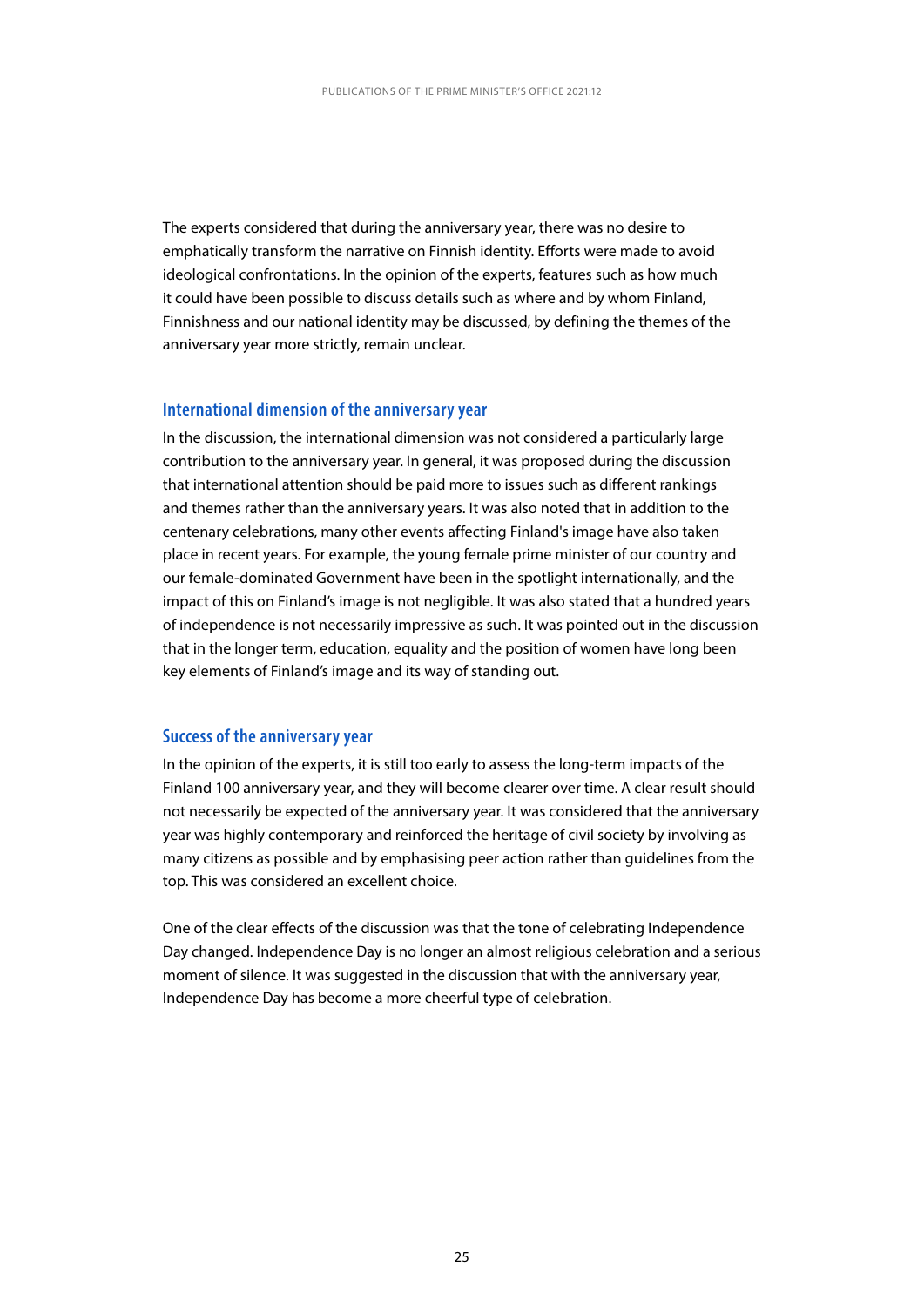The experts considered that during the anniversary year, there was no desire to emphatically transform the narrative on Finnish identity. Efforts were made to avoid ideological confrontations. In the opinion of the experts, features such as how much it could have been possible to discuss details such as where and by whom Finland, Finnishness and our national identity may be discussed, by defining the themes of the anniversary year more strictly, remain unclear.

### International dimension of the anniversary year

In the discussion, the international dimension was not considered a particularly large contribution to the anniversary year. In general, it was proposed during the discussion that international attention should be paid more to issues such as different rankings and themes rather than the anniversary years. It was also noted that in addition to the centenary celebrations, many other events affecting Finland's image have also taken place in recent years. For example, the young female prime minister of our country and our female-dominated Government have been in the spotlight internationally, and the impact of this on Finland's image is not negligible. It was also stated that a hundred years of independence is not necessarily impressive as such. It was pointed out in the discussion that in the longer term, education, equality and the position of women have long been key elements of Finland's image and its way of standing out.

### Success of the anniversary year

In the opinion of the experts, it is still too early to assess the long-term impacts of the Finland 100 anniversary year, and they will become clearer over time. A clear result should not necessarily be expected of the anniversary year. It was considered that the anniversary year was highly contemporary and reinforced the heritage of civil society by involving as many citizens as possible and by emphasising peer action rather than guidelines from the top. This was considered an excellent choice.

One of the clear effects of the discussion was that the tone of celebrating Independence Day changed. Independence Day is no longer an almost religious celebration and a serious moment of silence. It was suggested in the discussion that with the anniversary year, Independence Day has become a more cheerful type of celebration.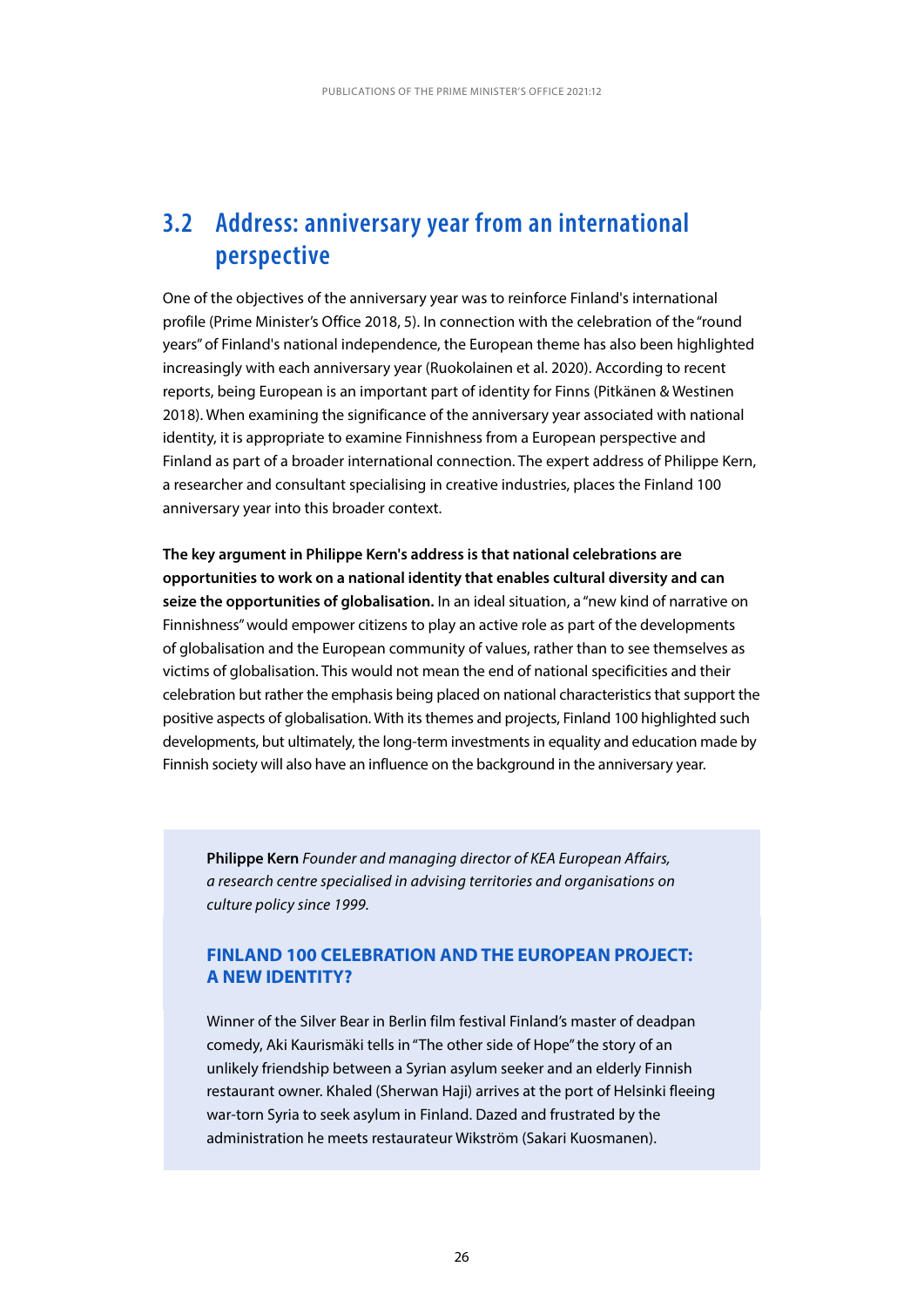## 3.2 Address: anniversary year from an international perspective

One of the objectives of the anniversary year was to reinforce Finland's international profile (Prime Minister's Office 2018, 5). In connection with the celebration of the "round years" of Finland's national independence, the European theme has also been highlighted increasingly with each anniversary year (Ruokolainen et al. 2020). According to recent reports, being European is an important part of identity for Finns (Pitkänen & Westinen 2018). When examining the significance of the anniversary year associated with national identity, it is appropriate to examine Finnishness from a European perspective and Finland as part of a broader international connection. The expert address of Philippe Kern, a researcher and consultant specialising in creative industries, places the Finland 100 anniversary year into this broader context.

**The key argument in Philippe Kern's address is that national celebrations are opportunities to work on a national identity that enables cultural diversity and can seize the opportunities of globalisation.** In an ideal situation, a "new kind of narrative on Finnishness" would empower citizens to play an active role as part of the developments of globalisation and the European community of values, rather than to see themselves as victims of globalisation. This would not mean the end of national specificities and their celebration but rather the emphasis being placed on national characteristics that support the positive aspects of globalisation. With its themes and projects, Finland 100 highlighted such developments, but ultimately, the long-term investments in equality and education made by Finnish society will also have an influence on the background in the anniversary year.

**Philippe Kern** *Founder and managing director of KEA European Affairs, a research centre specialised in advising territories and organisations on culture policy since 1999.*

### FINLAND 100 CELEBRATION AND THE EUROPEAN PROJECT: A NEW IDENTITY?

Winner of the Silver Bear in Berlin film festival Finland's master of deadpan comedy, Aki Kaurismäki tells in "The other side of Hope" the story of an unlikely friendship between a Syrian asylum seeker and an elderly Finnish restaurant owner. Khaled (Sherwan Haji) arrives at the port of Helsinki fleeing war-torn Syria to seek asylum in Finland. Dazed and frustrated by the administration he meets restaurateur Wikström (Sakari Kuosmanen).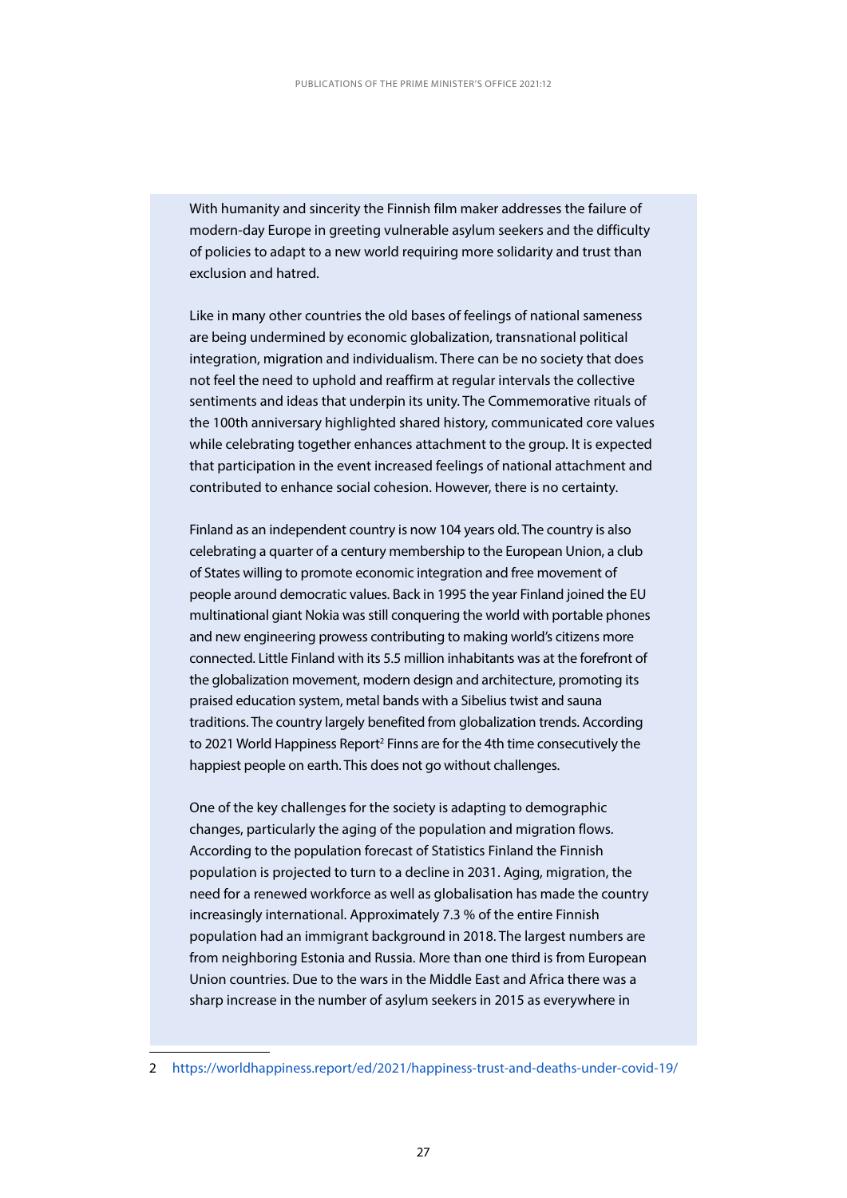With humanity and sincerity the Finnish film maker addresses the failure of modern-day Europe in greeting vulnerable asylum seekers and the difficulty of policies to adapt to a new world requiring more solidarity and trust than exclusion and hatred.

Like in many other countries the old bases of feelings of national sameness are being undermined by economic globalization, transnational political integration, migration and individualism. There can be no society that does not feel the need to uphold and reaffirm at regular intervals the collective sentiments and ideas that underpin its unity. The Commemorative rituals of the 100th anniversary highlighted shared history, communicated core values while celebrating together enhances attachment to the group. It is expected that participation in the event increased feelings of national attachment and contributed to enhance social cohesion. However, there is no certainty.

Finland as an independent country is now 104 years old. The country is also celebrating a quarter of a century membership to the European Union, a club of States willing to promote economic integration and free movement of people around democratic values. Back in 1995 the year Finland joined the EU multinational giant Nokia was still conquering the world with portable phones and new engineering prowess contributing to making world's citizens more connected. Little Finland with its 5.5 million inhabitants was at the forefront of the globalization movement, modern design and architecture, promoting its praised education system, metal bands with a Sibelius twist and sauna traditions. The country largely benefited from globalization trends. According to 2021 World Happiness Report[2] Finns are for the 4th time consecutively the happiest people on earth. This does not go without challenges.

One of the key challenges for the society is adapting to demographic changes, particularly the aging of the population and migration flows. According to the population forecast of Statistics Finland the Finnish population is projected to turn to a decline in 2031. Aging, migration, the need for a renewed workforce as well as globalisation has made the country increasingly international. Approximately 7.3 % of the entire Finnish population had an immigrant background in 2018. The largest numbers are from neighboring Estonia and Russia. More than one third is from European Union countries. Due to the wars in the Middle East and Africa there was a sharp increase in the number of asylum seekers in 2015 as everywhere in

2 https://worldhappiness.report/ed/2021/happiness-trust-and-deaths-under-covid-19/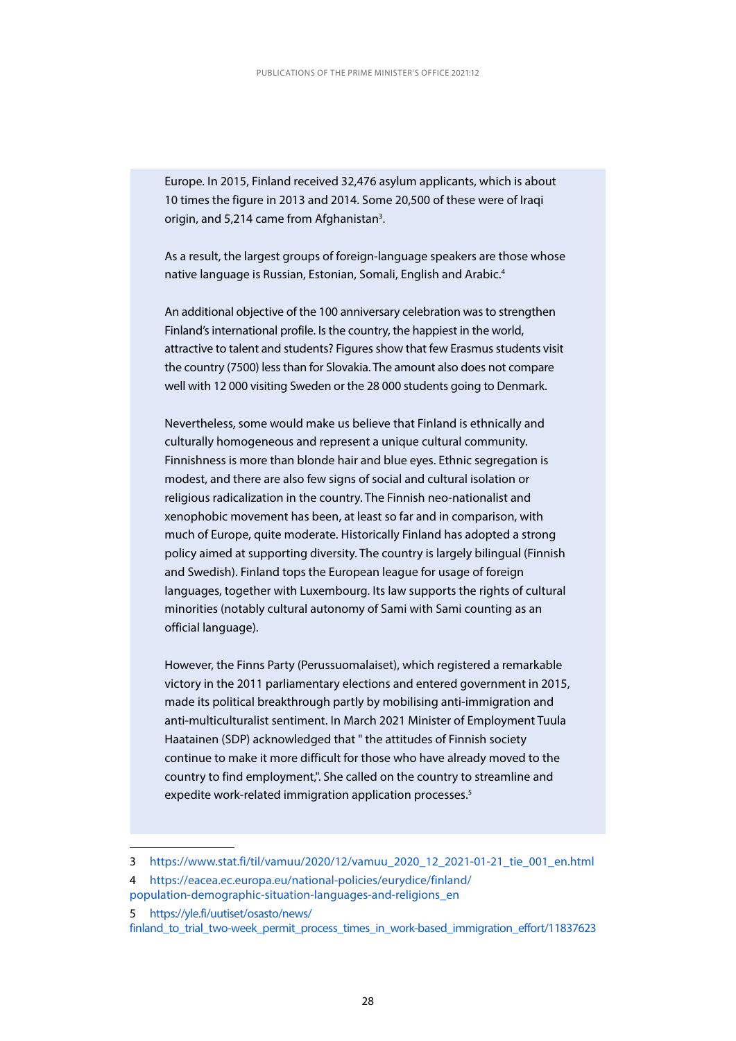Europe. In 2015, Finland received 32,476 asylum applicants, which is about 10 times the figure in 2013 and 2014. Some 20,500 of these were of Iraqi origin, and 5,214 came from Afghanistan[3].

As a result, the largest groups of foreign-language speakers are those whose native language is Russian, Estonian, Somali, English and Arabic.[4]

An additional objective of the 100 anniversary celebration was to strengthen Finland's international profile. Is the country, the happiest in the world, attractive to talent and students? Figures show that few Erasmus students visit the country (7500) less than for Slovakia. The amount also does not compare well with 12 000 visiting Sweden or the 28 000 students going to Denmark.

Nevertheless, some would make us believe that Finland is ethnically and culturally homogeneous and represent a unique cultural community. Finnishness is more than blonde hair and blue eyes. Ethnic segregation is modest, and there are also few signs of social and cultural isolation or religious radicalization in the country. The Finnish neo-nationalist and xenophobic movement has been, at least so far and in comparison, with much of Europe, quite moderate. Historically Finland has adopted a strong policy aimed at supporting diversity. The country is largely bilingual (Finnish and Swedish). Finland tops the European league for usage of foreign languages, together with Luxembourg. Its law supports the rights of cultural minorities (notably cultural autonomy of Sami with Sami counting as an official language).

However, the Finns Party (Perussuomalaiset), which registered a remarkable victory in the 2011 parliamentary elections and entered government in 2015, made its political breakthrough partly by mobilising anti-immigration and anti-multiculturalist sentiment. In March 2021 Minister of Employment Tuula Haatainen (SDP) acknowledged that " the attitudes of Finnish society continue to make it more difficult for those who have already moved to the country to find employment,". She called on the country to streamline and expedite work-related immigration application processes.[5]

---

3 https://www.stat.fi/til/vamuu/2020/12/vamuu_2020_12_2021-01-21_tie_001_en.html

4 https://eacea.ec.europa.eu/national-policies/eurydice/finland/population-demographic-situation-languages-and-religions_en

5 https://yle.fi/uutiset/osasto/news/finland_to_trial_two-week_permit_process_times_in_work-based_immigration_effort/11837623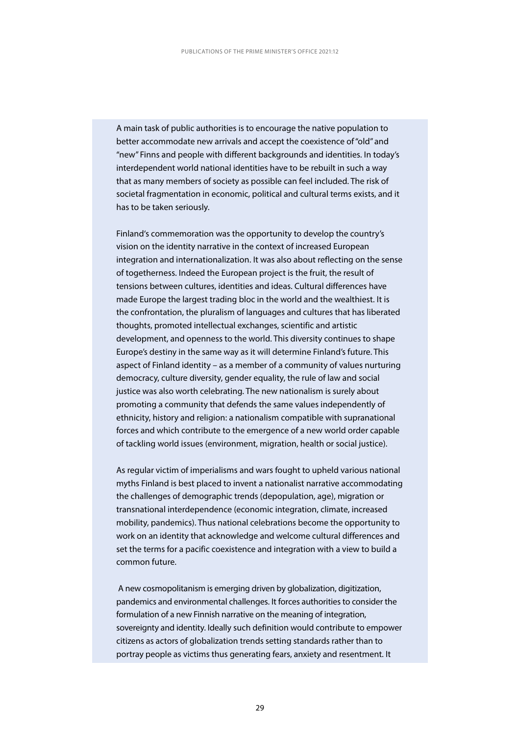A main task of public authorities is to encourage the native population to better accommodate new arrivals and accept the coexistence of "old" and "new" Finns and people with different backgrounds and identities. In today's interdependent world national identities have to be rebuilt in such a way that as many members of society as possible can feel included. The risk of societal fragmentation in economic, political and cultural terms exists, and it has to be taken seriously.

Finland's commemoration was the opportunity to develop the country's vision on the identity narrative in the context of increased European integration and internationalization. It was also about reflecting on the sense of togetherness. Indeed the European project is the fruit, the result of tensions between cultures, identities and ideas. Cultural differences have made Europe the largest trading bloc in the world and the wealthiest. It is the confrontation, the pluralism of languages and cultures that has liberated thoughts, promoted intellectual exchanges, scientific and artistic development, and openness to the world. This diversity continues to shape Europe's destiny in the same way as it will determine Finland's future. This aspect of Finland identity – as a member of a community of values nurturing democracy, culture diversity, gender equality, the rule of law and social justice was also worth celebrating. The new nationalism is surely about promoting a community that defends the same values independently of ethnicity, history and religion: a nationalism compatible with supranational forces and which contribute to the emergence of a new world order capable of tackling world issues (environment, migration, health or social justice).

As regular victim of imperialisms and wars fought to upheld various national myths Finland is best placed to invent a nationalist narrative accommodating the challenges of demographic trends (depopulation, age), migration or transnational interdependence (economic integration, climate, increased mobility, pandemics). Thus national celebrations become the opportunity to work on an identity that acknowledge and welcome cultural differences and set the terms for a pacific coexistence and integration with a view to build a common future.

A new cosmopolitanism is emerging driven by globalization, digitization, pandemics and environmental challenges. It forces authorities to consider the formulation of a new Finnish narrative on the meaning of integration, sovereignty and identity. Ideally such definition would contribute to empower citizens as actors of globalization trends setting standards rather than to portray people as victims thus generating fears, anxiety and resentment. It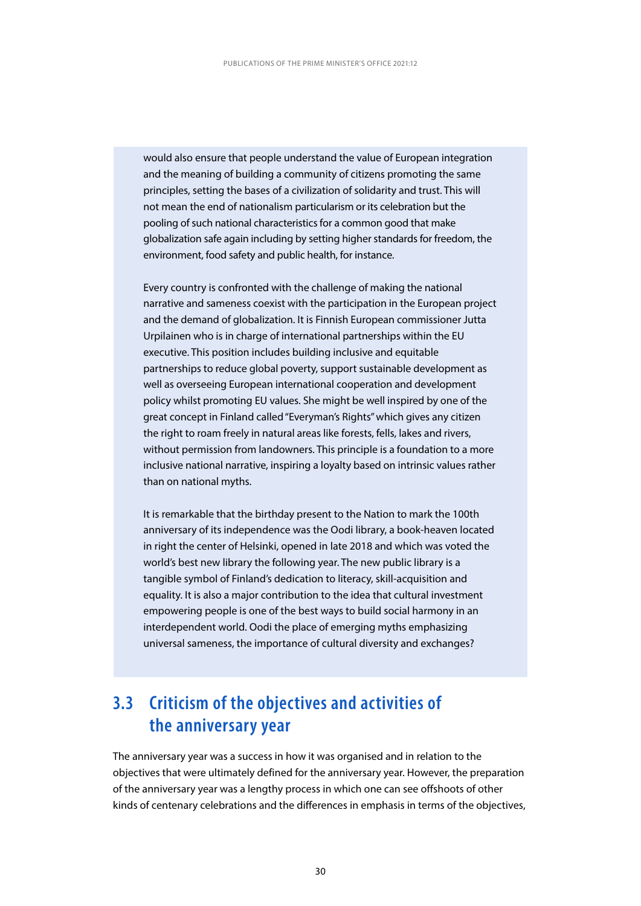would also ensure that people understand the value of European integration and the meaning of building a community of citizens promoting the same principles, setting the bases of a civilization of solidarity and trust. This will not mean the end of nationalism particularism or its celebration but the pooling of such national characteristics for a common good that make globalization safe again including by setting higher standards for freedom, the environment, food safety and public health, for instance.

Every country is confronted with the challenge of making the national narrative and sameness coexist with the participation in the European project and the demand of globalization. It is Finnish European commissioner Jutta Urpilainen who is in charge of international partnerships within the EU executive. This position includes building inclusive and equitable partnerships to reduce global poverty, support sustainable development as well as overseeing European international cooperation and development policy whilst promoting EU values. She might be well inspired by one of the great concept in Finland called "Everyman's Rights" which gives any citizen the right to roam freely in natural areas like forests, fells, lakes and rivers, without permission from landowners. This principle is a foundation to a more inclusive national narrative, inspiring a loyalty based on intrinsic values rather than on national myths.

It is remarkable that the birthday present to the Nation to mark the 100th anniversary of its independence was the Oodi library, a book-heaven located in right the center of Helsinki, opened in late 2018 and which was voted the world's best new library the following year. The new public library is a tangible symbol of Finland's dedication to literacy, skill-acquisition and equality. It is also a major contribution to the idea that cultural investment empowering people is one of the best ways to build social harmony in an interdependent world. Oodi the place of emerging myths emphasizing universal sameness, the importance of cultural diversity and exchanges?

## 3.3 Criticism of the objectives and activities of the anniversary year

The anniversary year was a success in how it was organised and in relation to the objectives that were ultimately defined for the anniversary year. However, the preparation of the anniversary year was a lengthy process in which one can see offshoots of other kinds of centenary celebrations and the differences in emphasis in terms of the objectives,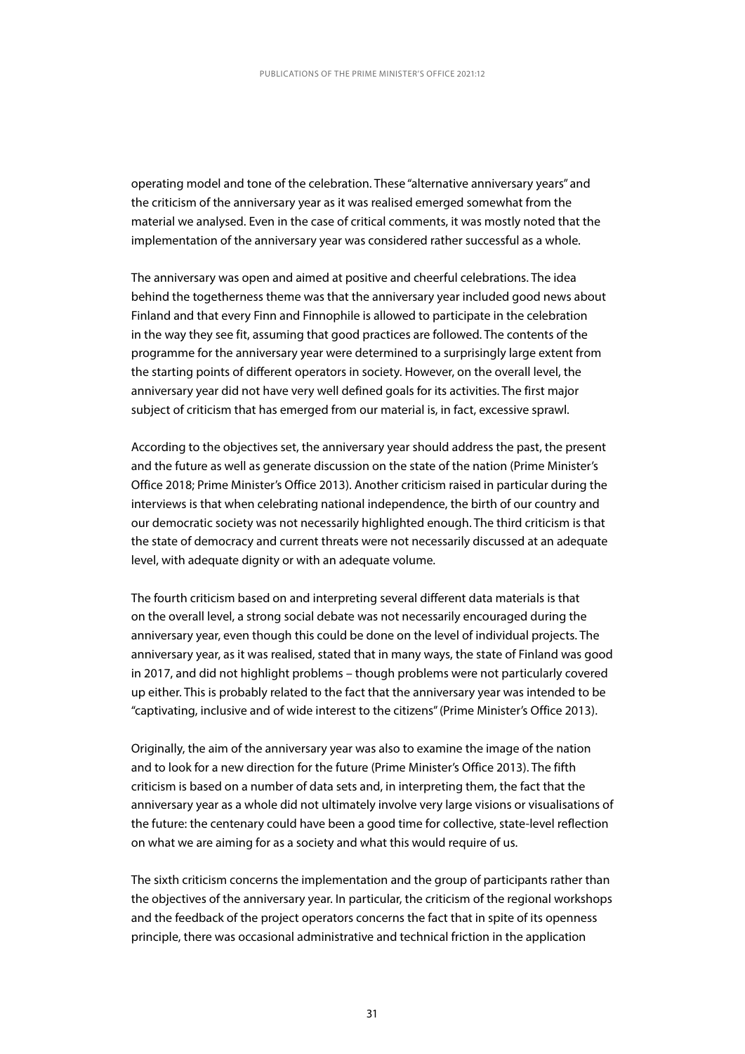operating model and tone of the celebration. These "alternative anniversary years" and the criticism of the anniversary year as it was realised emerged somewhat from the material we analysed. Even in the case of critical comments, it was mostly noted that the implementation of the anniversary year was considered rather successful as a whole.

The anniversary was open and aimed at positive and cheerful celebrations. The idea behind the togetherness theme was that the anniversary year included good news about Finland and that every Finn and Finnophile is allowed to participate in the celebration in the way they see fit, assuming that good practices are followed. The contents of the programme for the anniversary year were determined to a surprisingly large extent from the starting points of different operators in society. However, on the overall level, the anniversary year did not have very well defined goals for its activities. The first major subject of criticism that has emerged from our material is, in fact, excessive sprawl.

According to the objectives set, the anniversary year should address the past, the present and the future as well as generate discussion on the state of the nation (Prime Minister's Office 2018; Prime Minister's Office 2013). Another criticism raised in particular during the interviews is that when celebrating national independence, the birth of our country and our democratic society was not necessarily highlighted enough. The third criticism is that the state of democracy and current threats were not necessarily discussed at an adequate level, with adequate dignity or with an adequate volume.

The fourth criticism based on and interpreting several different data materials is that on the overall level, a strong social debate was not necessarily encouraged during the anniversary year, even though this could be done on the level of individual projects. The anniversary year, as it was realised, stated that in many ways, the state of Finland was good in 2017, and did not highlight problems – though problems were not particularly covered up either. This is probably related to the fact that the anniversary year was intended to be "captivating, inclusive and of wide interest to the citizens" (Prime Minister's Office 2013).

Originally, the aim of the anniversary year was also to examine the image of the nation and to look for a new direction for the future (Prime Minister's Office 2013). The fifth criticism is based on a number of data sets and, in interpreting them, the fact that the anniversary year as a whole did not ultimately involve very large visions or visualisations of the future: the centenary could have been a good time for collective, state-level reflection on what we are aiming for as a society and what this would require of us.

The sixth criticism concerns the implementation and the group of participants rather than the objectives of the anniversary year. In particular, the criticism of the regional workshops and the feedback of the project operators concerns the fact that in spite of its openness principle, there was occasional administrative and technical friction in the application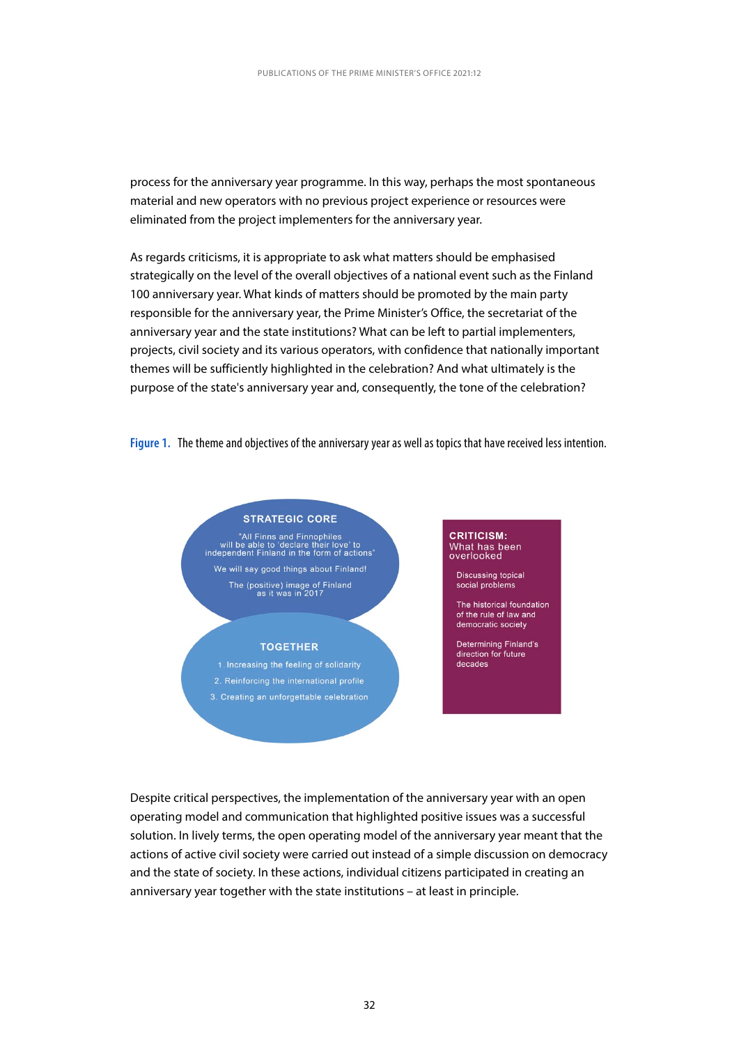process for the anniversary year programme. In this way, perhaps the most spontaneous material and new operators with no previous project experience or resources were eliminated from the project implementers for the anniversary year.

As regards criticisms, it is appropriate to ask what matters should be emphasised strategically on the level of the overall objectives of a national event such as the Finland 100 anniversary year. What kinds of matters should be promoted by the main party responsible for the anniversary year, the Prime Minister's Office, the secretariat of the anniversary year and the state institutions? What can be left to partial implementers, projects, civil society and its various operators, with confidence that nationally important themes will be sufficiently highlighted in the celebration? And what ultimately is the purpose of the state's anniversary year and, consequently, the tone of the celebration?

**Figure 1.** The theme and objectives of the anniversary year as well as topics that have received less intention.

**STRATEGIC CORE**

"All Finns and Finnophiles will be able to 'declare their love' to independent Finland in the form of actions"

We will say good things about Finland!

The (positive) image of Finland as it was in 2017

**TOGETHER**

1. Increasing the feeling of solidarity
2. Reinforcing the international profile
3. Creating an unforgettable celebration

**CRITICISM:** What has been overlooked

- Discussing topical social problems
- The historical foundation of the rule of law and democratic society
- Determining Finland's direction for future decades

Despite critical perspectives, the implementation of the anniversary year with an open operating model and communication that highlighted positive issues was a successful solution. In lively terms, the open operating model of the anniversary year meant that the actions of active civil society were carried out instead of a simple discussion on democracy and the state of society. In these actions, individual citizens participated in creating an anniversary year together with the state institutions – at least in principle.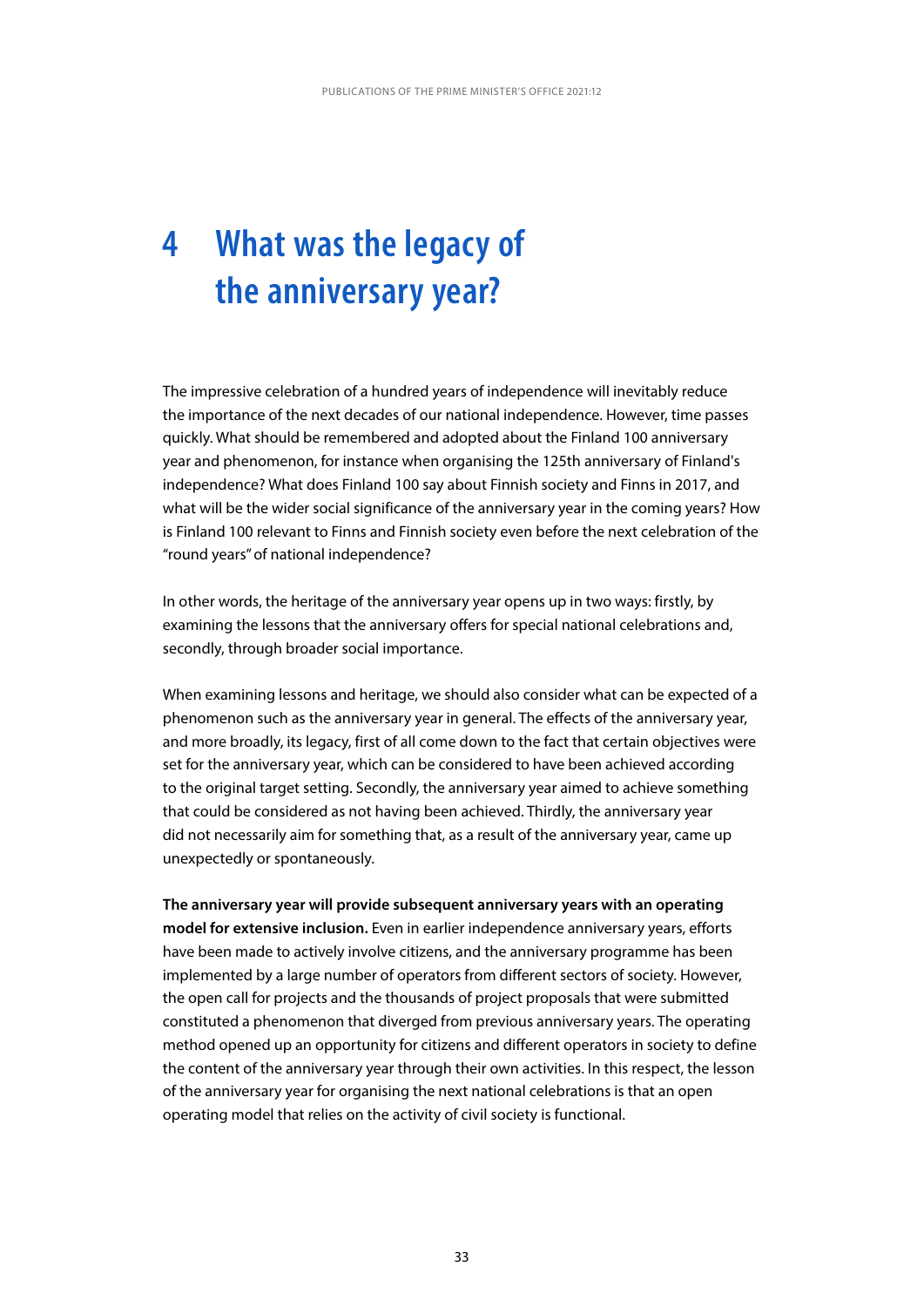# 4 What was the legacy of the anniversary year?

The impressive celebration of a hundred years of independence will inevitably reduce the importance of the next decades of our national independence. However, time passes quickly. What should be remembered and adopted about the Finland 100 anniversary year and phenomenon, for instance when organising the 125th anniversary of Finland's independence? What does Finland 100 say about Finnish society and Finns in 2017, and what will be the wider social significance of the anniversary year in the coming years? How is Finland 100 relevant to Finns and Finnish society even before the next celebration of the "round years" of national independence?

In other words, the heritage of the anniversary year opens up in two ways: firstly, by examining the lessons that the anniversary offers for special national celebrations and, secondly, through broader social importance.

When examining lessons and heritage, we should also consider what can be expected of a phenomenon such as the anniversary year in general. The effects of the anniversary year, and more broadly, its legacy, first of all come down to the fact that certain objectives were set for the anniversary year, which can be considered to have been achieved according to the original target setting. Secondly, the anniversary year aimed to achieve something that could be considered as not having been achieved. Thirdly, the anniversary year did not necessarily aim for something that, as a result of the anniversary year, came up unexpectedly or spontaneously.

**The anniversary year will provide subsequent anniversary years with an operating model for extensive inclusion.** Even in earlier independence anniversary years, efforts have been made to actively involve citizens, and the anniversary programme has been implemented by a large number of operators from different sectors of society. However, the open call for projects and the thousands of project proposals that were submitted constituted a phenomenon that diverged from previous anniversary years. The operating method opened up an opportunity for citizens and different operators in society to define the content of the anniversary year through their own activities. In this respect, the lesson of the anniversary year for organising the next national celebrations is that an open operating model that relies on the activity of civil society is functional.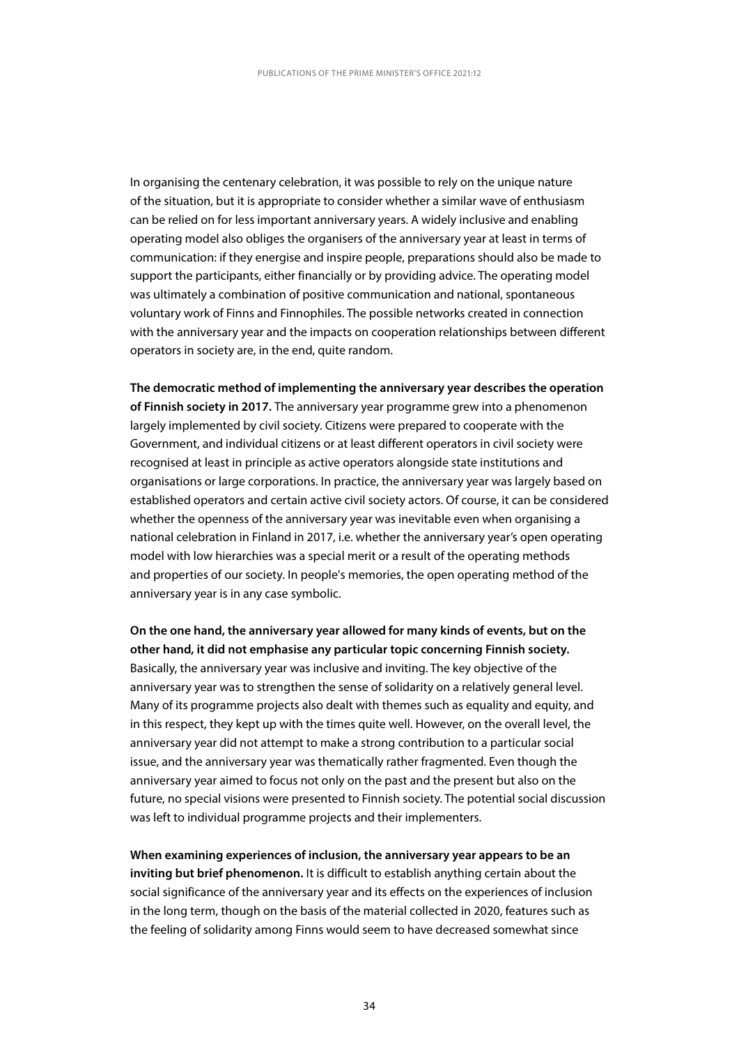In organising the centenary celebration, it was possible to rely on the unique nature of the situation, but it is appropriate to consider whether a similar wave of enthusiasm can be relied on for less important anniversary years. A widely inclusive and enabling operating model also obliges the organisers of the anniversary year at least in terms of communication: if they energise and inspire people, preparations should also be made to support the participants, either financially or by providing advice. The operating model was ultimately a combination of positive communication and national, spontaneous voluntary work of Finns and Finnophiles. The possible networks created in connection with the anniversary year and the impacts on cooperation relationships between different operators in society are, in the end, quite random.

**The democratic method of implementing the anniversary year describes the operation of Finnish society in 2017.** The anniversary year programme grew into a phenomenon largely implemented by civil society. Citizens were prepared to cooperate with the Government, and individual citizens or at least different operators in civil society were recognised at least in principle as active operators alongside state institutions and organisations or large corporations. In practice, the anniversary year was largely based on established operators and certain active civil society actors. Of course, it can be considered whether the openness of the anniversary year was inevitable even when organising a national celebration in Finland in 2017, i.e. whether the anniversary year's open operating model with low hierarchies was a special merit or a result of the operating methods and properties of our society. In people's memories, the open operating method of the anniversary year is in any case symbolic.

**On the one hand, the anniversary year allowed for many kinds of events, but on the other hand, it did not emphasise any particular topic concerning Finnish society.** Basically, the anniversary year was inclusive and inviting. The key objective of the anniversary year was to strengthen the sense of solidarity on a relatively general level. Many of its programme projects also dealt with themes such as equality and equity, and in this respect, they kept up with the times quite well. However, on the overall level, the anniversary year did not attempt to make a strong contribution to a particular social issue, and the anniversary year was thematically rather fragmented. Even though the anniversary year aimed to focus not only on the past and the present but also on the future, no special visions were presented to Finnish society. The potential social discussion was left to individual programme projects and their implementers.

**When examining experiences of inclusion, the anniversary year appears to be an inviting but brief phenomenon.** It is difficult to establish anything certain about the social significance of the anniversary year and its effects on the experiences of inclusion in the long term, though on the basis of the material collected in 2020, features such as the feeling of solidarity among Finns would seem to have decreased somewhat since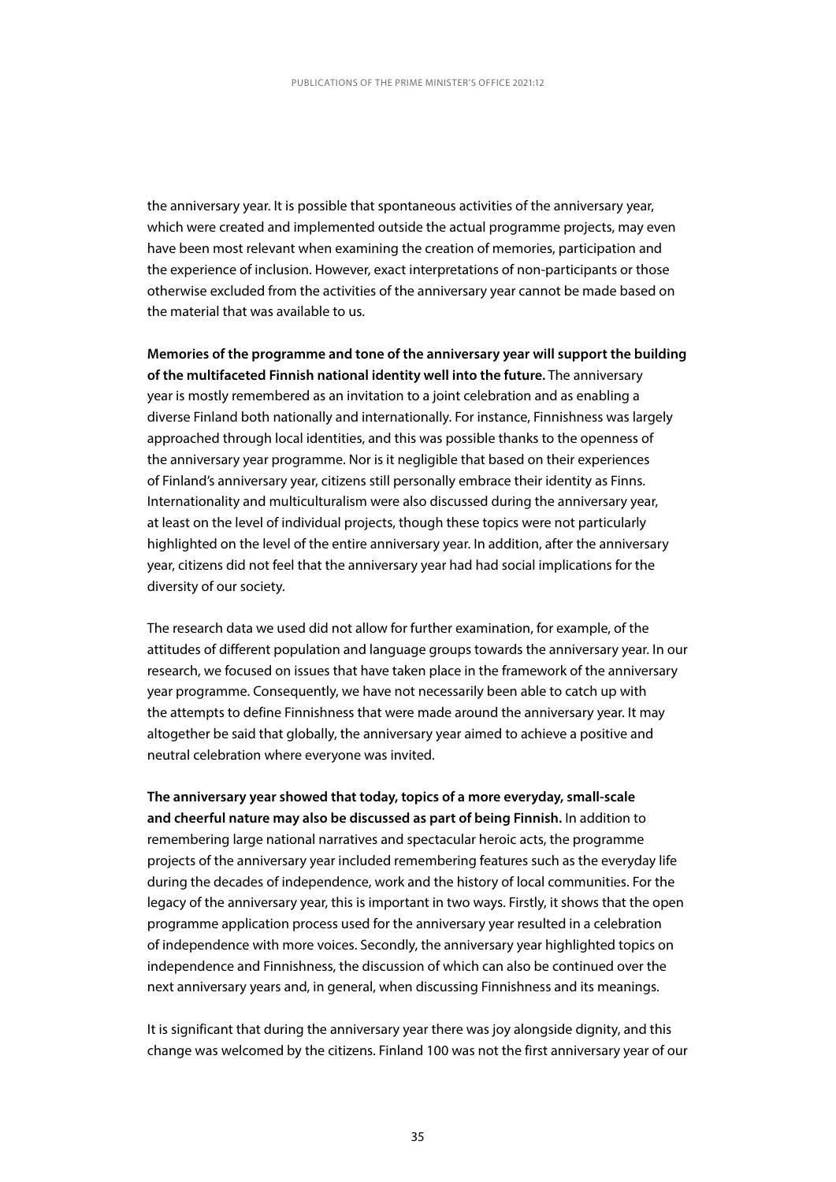the anniversary year. It is possible that spontaneous activities of the anniversary year, which were created and implemented outside the actual programme projects, may even have been most relevant when examining the creation of memories, participation and the experience of inclusion. However, exact interpretations of non-participants or those otherwise excluded from the activities of the anniversary year cannot be made based on the material that was available to us.

**Memories of the programme and tone of the anniversary year will support the building of the multifaceted Finnish national identity well into the future.** The anniversary year is mostly remembered as an invitation to a joint celebration and as enabling a diverse Finland both nationally and internationally. For instance, Finnishness was largely approached through local identities, and this was possible thanks to the openness of the anniversary year programme. Nor is it negligible that based on their experiences of Finland's anniversary year, citizens still personally embrace their identity as Finns. Internationality and multiculturalism were also discussed during the anniversary year, at least on the level of individual projects, though these topics were not particularly highlighted on the level of the entire anniversary year. In addition, after the anniversary year, citizens did not feel that the anniversary year had had social implications for the diversity of our society.

The research data we used did not allow for further examination, for example, of the attitudes of different population and language groups towards the anniversary year. In our research, we focused on issues that have taken place in the framework of the anniversary year programme. Consequently, we have not necessarily been able to catch up with the attempts to define Finnishness that were made around the anniversary year. It may altogether be said that globally, the anniversary year aimed to achieve a positive and neutral celebration where everyone was invited.

**The anniversary year showed that today, topics of a more everyday, small-scale and cheerful nature may also be discussed as part of being Finnish.** In addition to remembering large national narratives and spectacular heroic acts, the programme projects of the anniversary year included remembering features such as the everyday life during the decades of independence, work and the history of local communities. For the legacy of the anniversary year, this is important in two ways. Firstly, it shows that the open programme application process used for the anniversary year resulted in a celebration of independence with more voices. Secondly, the anniversary year highlighted topics on independence and Finnishness, the discussion of which can also be continued over the next anniversary years and, in general, when discussing Finnishness and its meanings.

It is significant that during the anniversary year there was joy alongside dignity, and this change was welcomed by the citizens. Finland 100 was not the first anniversary year of our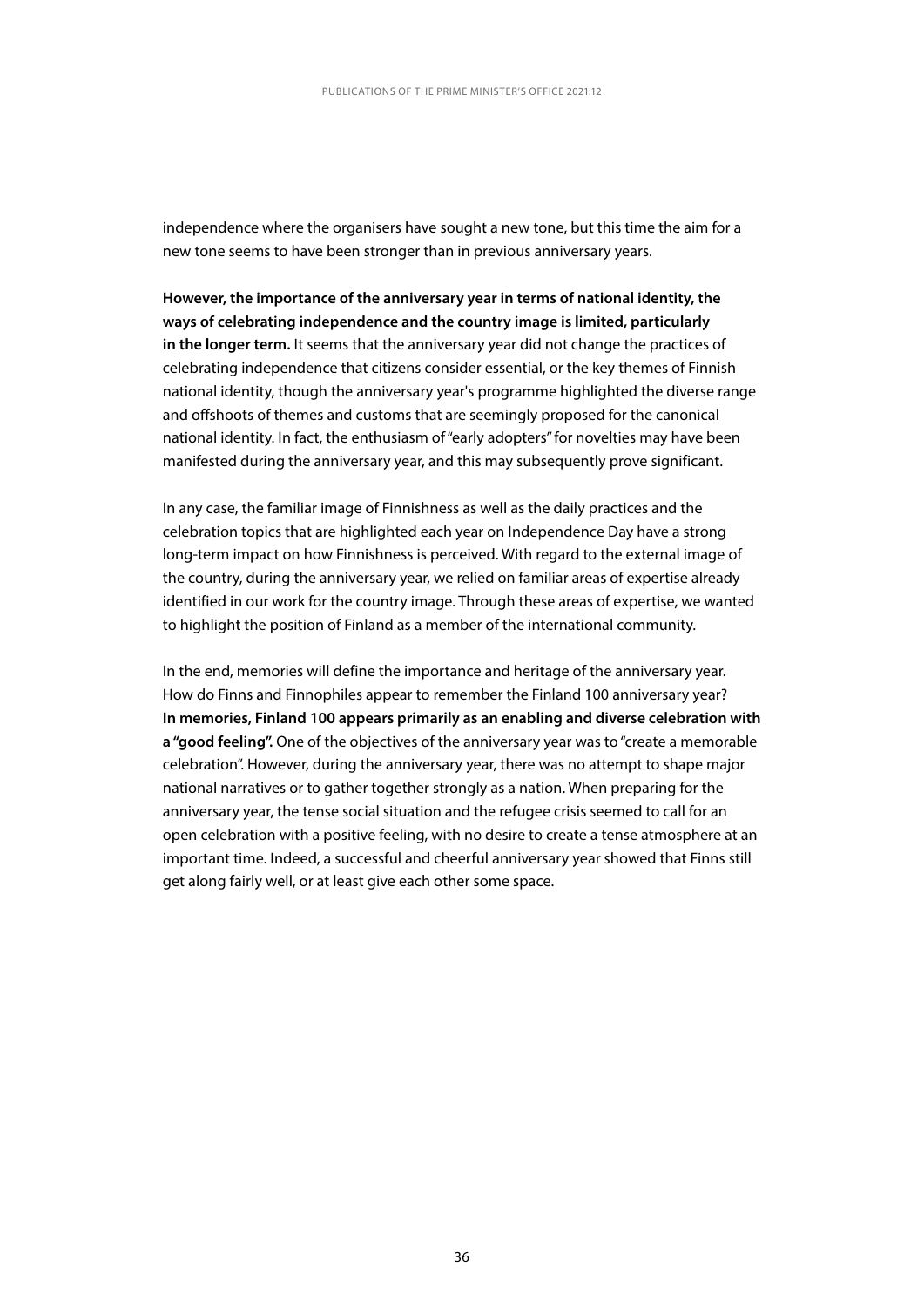independence where the organisers have sought a new tone, but this time the aim for a new tone seems to have been stronger than in previous anniversary years.

**However, the importance of the anniversary year in terms of national identity, the ways of celebrating independence and the country image is limited, particularly in the longer term.** It seems that the anniversary year did not change the practices of celebrating independence that citizens consider essential, or the key themes of Finnish national identity, though the anniversary year's programme highlighted the diverse range and offshoots of themes and customs that are seemingly proposed for the canonical national identity. In fact, the enthusiasm of "early adopters" for novelties may have been manifested during the anniversary year, and this may subsequently prove significant.

In any case, the familiar image of Finnishness as well as the daily practices and the celebration topics that are highlighted each year on Independence Day have a strong long-term impact on how Finnishness is perceived. With regard to the external image of the country, during the anniversary year, we relied on familiar areas of expertise already identified in our work for the country image. Through these areas of expertise, we wanted to highlight the position of Finland as a member of the international community.

In the end, memories will define the importance and heritage of the anniversary year. How do Finns and Finnophiles appear to remember the Finland 100 anniversary year? **In memories, Finland 100 appears primarily as an enabling and diverse celebration with a "good feeling".** One of the objectives of the anniversary year was to "create a memorable celebration". However, during the anniversary year, there was no attempt to shape major national narratives or to gather together strongly as a nation. When preparing for the anniversary year, the tense social situation and the refugee crisis seemed to call for an open celebration with a positive feeling, with no desire to create a tense atmosphere at an important time. Indeed, a successful and cheerful anniversary year showed that Finns still get along fairly well, or at least give each other some space.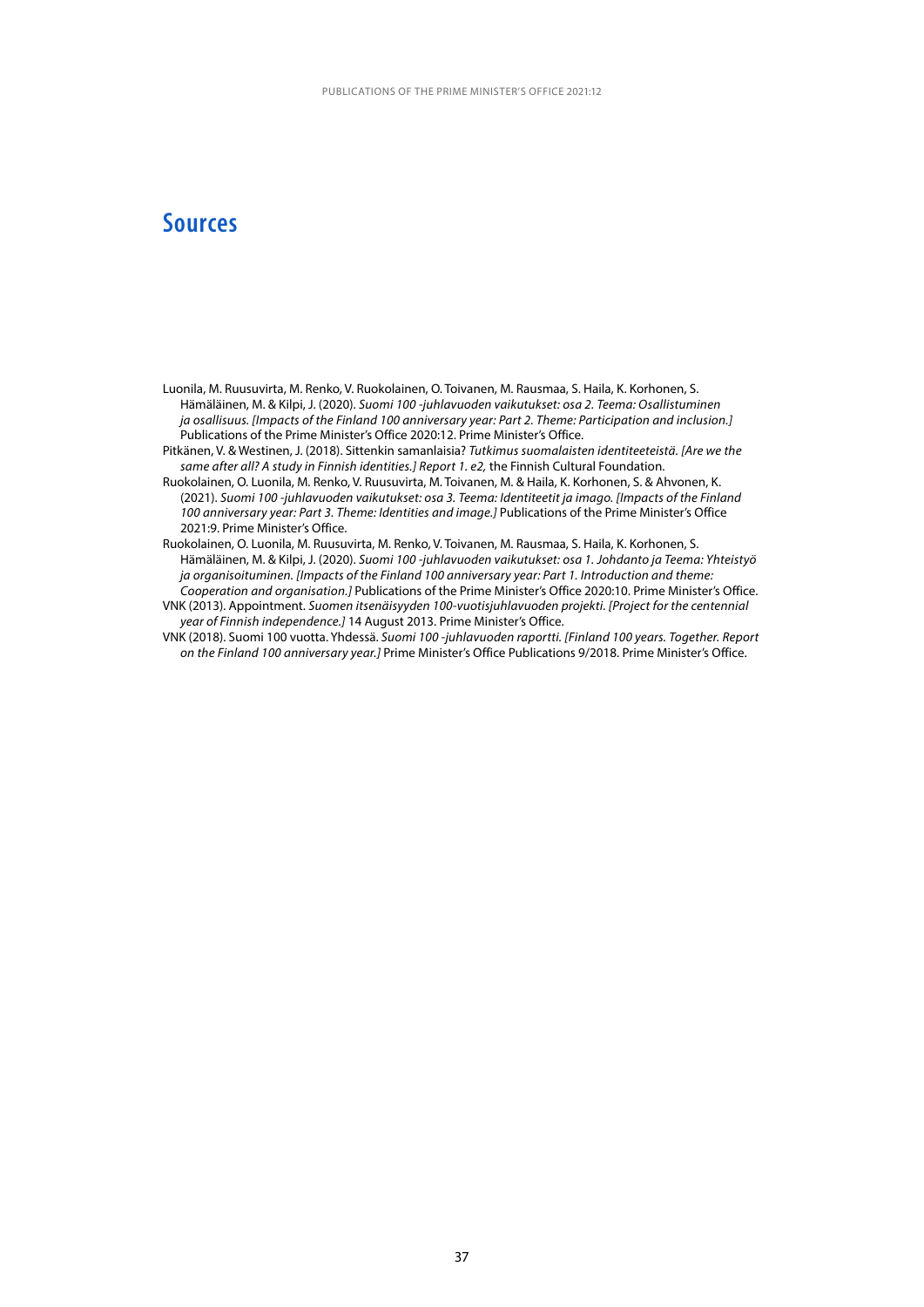# Sources

Luonila, M. Ruusuvirta, M. Renko, V. Ruokolainen, O. Toivanen, M. Rausmaa, S. Haila, K. Korhonen, S. Hämäläinen, M. & Kilpi, J. (2020). *Suomi 100 -juhlavuoden vaikutukset: osa 2. Teema: Osallistuminen ja osallisuus. [Impacts of the Finland 100 anniversary year: Part 2. Theme: Participation and inclusion.]* Publications of the Prime Minister's Office 2020:12. Prime Minister's Office.

Pitkänen, V. & Westinen, J. (2018). Sittenkin samanlaisia? *Tutkimus suomalaisten identiteeteistä. [Are we the same after all? A study in Finnish identities.] Report 1. e2,* the Finnish Cultural Foundation.

Ruokolainen, O. Luonila, M. Renko, V. Ruusuvirta, M. Toivanen, M. & Haila, K. Korhonen, S. & Ahvonen, K. (2021). *Suomi 100 -juhlavuoden vaikutukset: osa 3. Teema: Identiteetit ja imago. [Impacts of the Finland 100 anniversary year: Part 3. Theme: Identities and image.]* Publications of the Prime Minister's Office 2021:9. Prime Minister's Office.

Ruokolainen, O. Luonila, M. Ruusuvirta, M. Renko, V. Toivanen, M. Rausmaa, S. Haila, K. Korhonen, S. Hämäläinen, M. & Kilpi, J. (2020). *Suomi 100 -juhlavuoden vaikutukset: osa 1. Johdanto ja Teema: Yhteistyö ja organisoituminen. [Impacts of the Finland 100 anniversary year: Part 1. Introduction and theme: Cooperation and organisation.]* Publications of the Prime Minister's Office 2020:10. Prime Minister's Office.

VNK (2013). Appointment. *Suomen itsenäisyyden 100-vuotisjuhlavuoden projekti. [Project for the centennial year of Finnish independence.]* 14 August 2013. Prime Minister's Office.

VNK (2018). Suomi 100 vuotta. Yhdessä. *Suomi 100 -juhlavuoden raportti. [Finland 100 years. Together. Report on the Finland 100 anniversary year.]* Prime Minister's Office Publications 9/2018. Prime Minister's Office.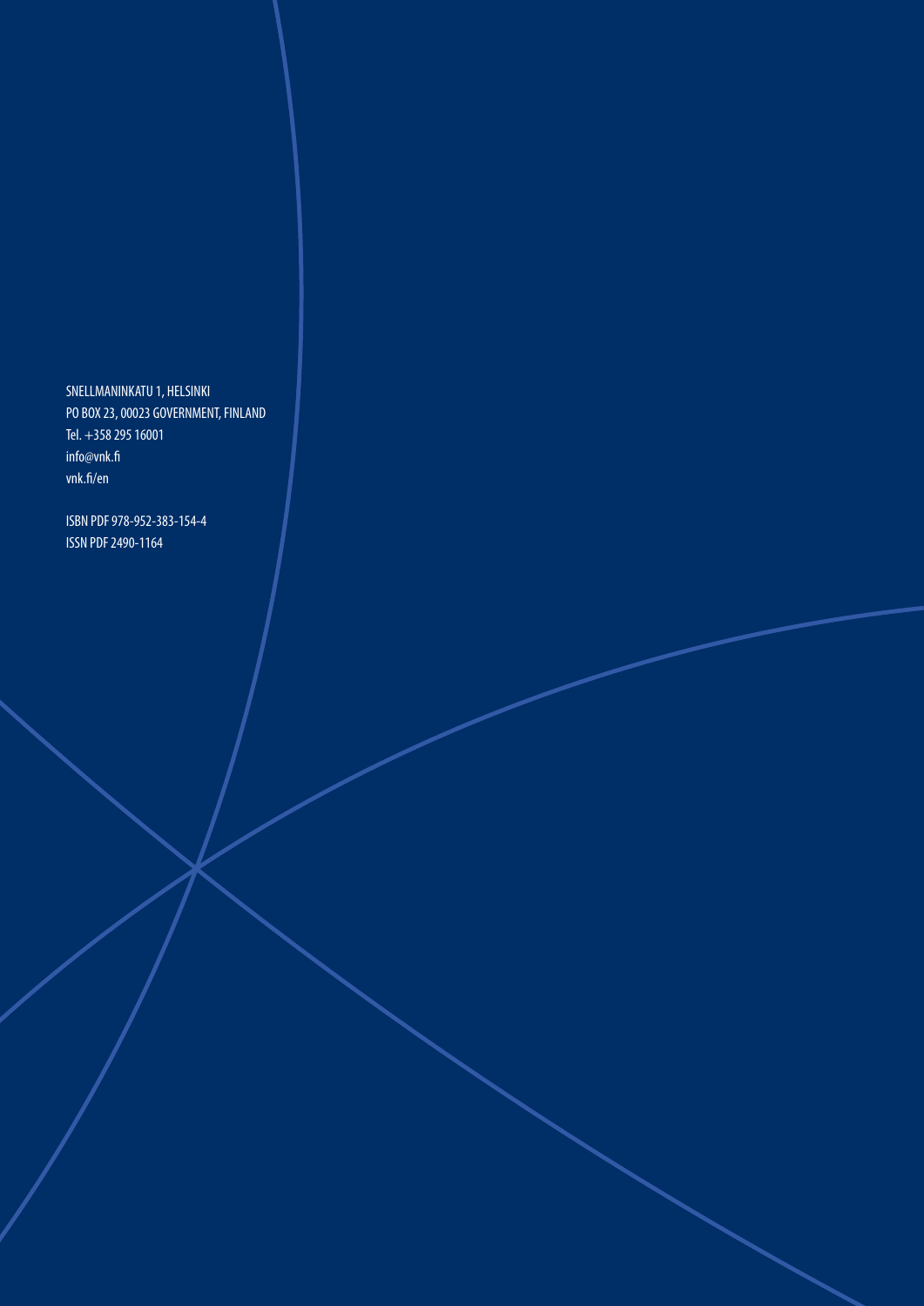SNELLMANINKATU 1, HELSINKI
PO BOX 23, 00023 GOVERNMENT, FINLAND
Tel. +358 295 16001
info@vnk.fi
vnk.fi/en

ISBN PDF 978-952-383-154-4
ISSN PDF 2490-1164